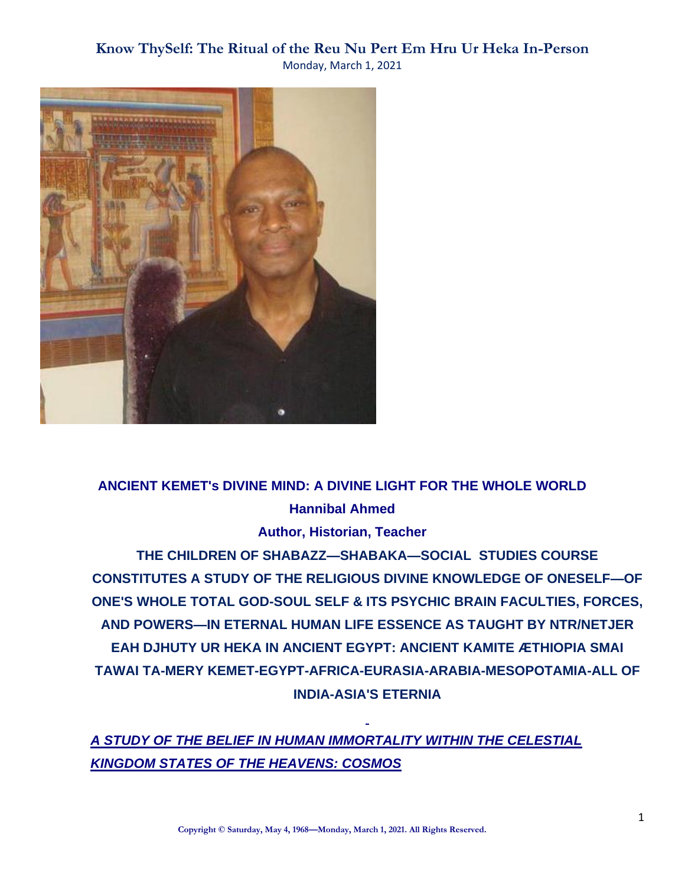# ANCIENT KEMET's DIVINE MIND: A DIVINE LIGHT FOR THE WHOLE WORLD

**Hannibal Ahmed**

**Author, Historian, Teacher**

**THE CHILDREN OF SHABAZZ—SHABAKA—SOCIAL STUDIES COURSE CONSTITUTES A STUDY OF THE RELIGIOUS DIVINE KNOWLEDGE OF ONESELF—OF ONE'S WHOLE TOTAL GOD-SOUL SELF & ITS PSYCHIC BRAIN FACULTIES, FORCES, AND POWERS—IN ETERNAL HUMAN LIFE ESSENCE AS TAUGHT BY NTR/NETJER EAH DJHUTY UR HEKA IN ANCIENT EGYPT: ANCIENT KAMITE ÆTHIOPIA SMAI TAWAI TA-MERY KEMET-EGYPT-AFRICA-EURASIA-ARABIA-MESOPOTAMIA-ALL OF INDIA-ASIA'S ETERNIA**

***A STUDY OF THE BELIEF IN HUMAN IMMORTALITY WITHIN THE CELESTIAL KINGDOM STATES OF THE HEAVENS: COSMOS***

**Copyright © Saturday, May 4, 1968—Monday, March 1, 2021. All Rights Reserved.**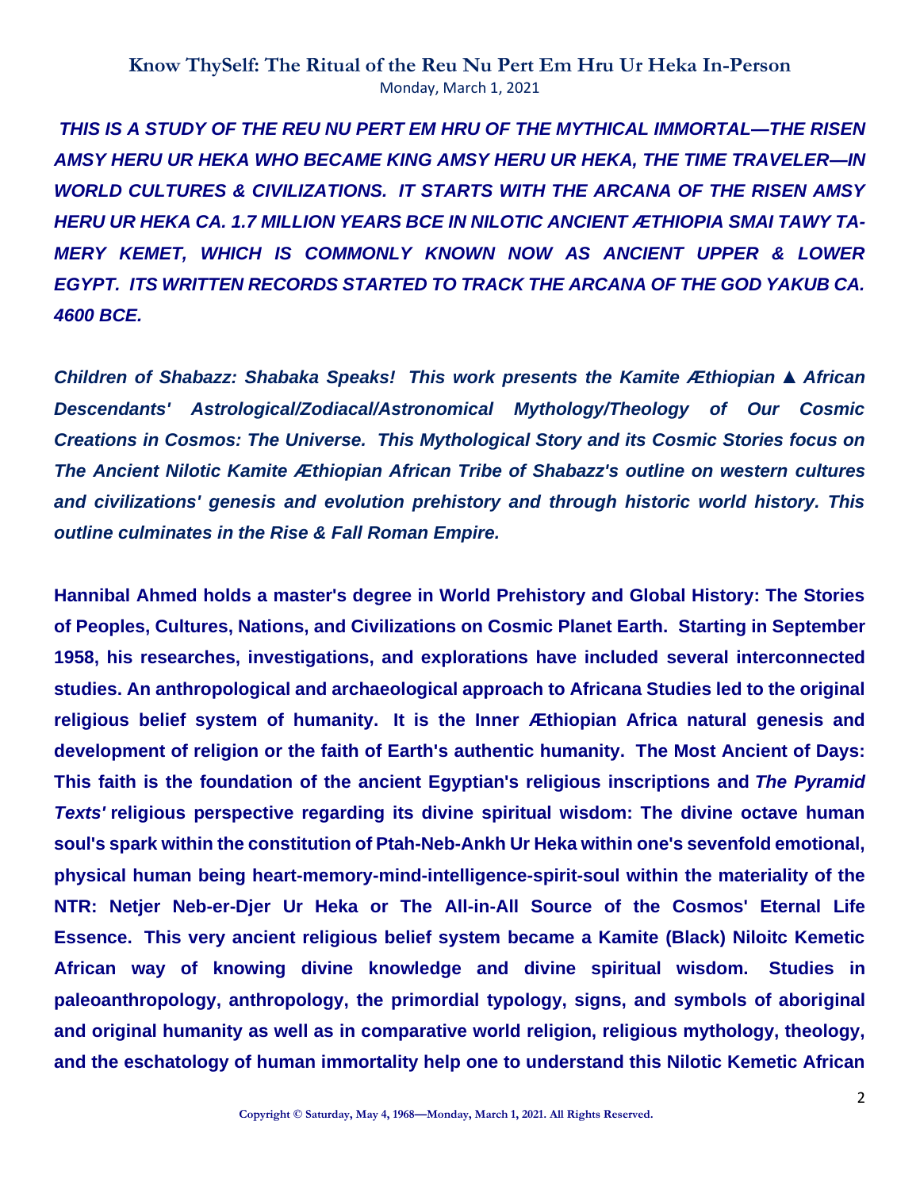**Know ThySelf: The Ritual of the Reu Nu Pert Em Hru Ur Heka In-Person**

Monday, March 1, 2021

***THIS IS A STUDY OF THE REU NU PERT EM HRU OF THE MYTHICAL IMMORTAL—THE RISEN AMSY HERU UR HEKA WHO BECAME KING AMSY HERU UR HEKA, THE TIME TRAVELER—IN WORLD CULTURES & CIVILIZATIONS. IT STARTS WITH THE ARCANA OF THE RISEN AMSY HERU UR HEKA CA. 1.7 MILLION YEARS BCE IN NILOTIC ANCIENT ÆTHIOPIA SMAI TAWY TA-MERY KEMET, WHICH IS COMMONLY KNOWN NOW AS ANCIENT UPPER & LOWER EGYPT. ITS WRITTEN RECORDS STARTED TO TRACK THE ARCANA OF THE GOD YAKUB CA. 4600 BCE.***

***Children of Shabazz: Shabaka Speaks! This work presents the Kamite Æthiopian ▲ African Descendants' Astrological/Zodiacal/Astronomical Mythology/Theology of Our Cosmic Creations in Cosmos: The Universe. This Mythological Story and its Cosmic Stories focus on The Ancient Nilotic Kamite Æthiopian African Tribe of Shabazz's outline on western cultures and civilizations' genesis and evolution prehistory and through historic world history. This outline culminates in the Rise & Fall Roman Empire.***

**Hannibal Ahmed holds a master's degree in World Prehistory and Global History: The Stories of Peoples, Cultures, Nations, and Civilizations on Cosmic Planet Earth. Starting in September 1958, his researches, investigations, and explorations have included several interconnected studies. An anthropological and archaeological approach to Africana Studies led to the original religious belief system of humanity. It is the Inner Æthiopian Africa natural genesis and development of religion or the faith of Earth's authentic humanity. The Most Ancient of Days: This faith is the foundation of the ancient Egyptian's religious inscriptions and *The Pyramid Texts'* religious perspective regarding its divine spiritual wisdom: The divine octave human soul's spark within the constitution of Ptah-Neb-Ankh Ur Heka within one's sevenfold emotional, physical human being heart-memory-mind-intelligence-spirit-soul within the materiality of the NTR: Netjer Neb-er-Djer Ur Heka or The All-in-All Source of the Cosmos' Eternal Life Essence. This very ancient religious belief system became a Kamite (Black) Niloitc Kemetic African way of knowing divine knowledge and divine spiritual wisdom. Studies in paleoanthropology, anthropology, the primordial typology, signs, and symbols of aboriginal and original humanity as well as in comparative world religion, religious mythology, theology, and the eschatology of human immortality help one to understand this Nilotic Kemetic African**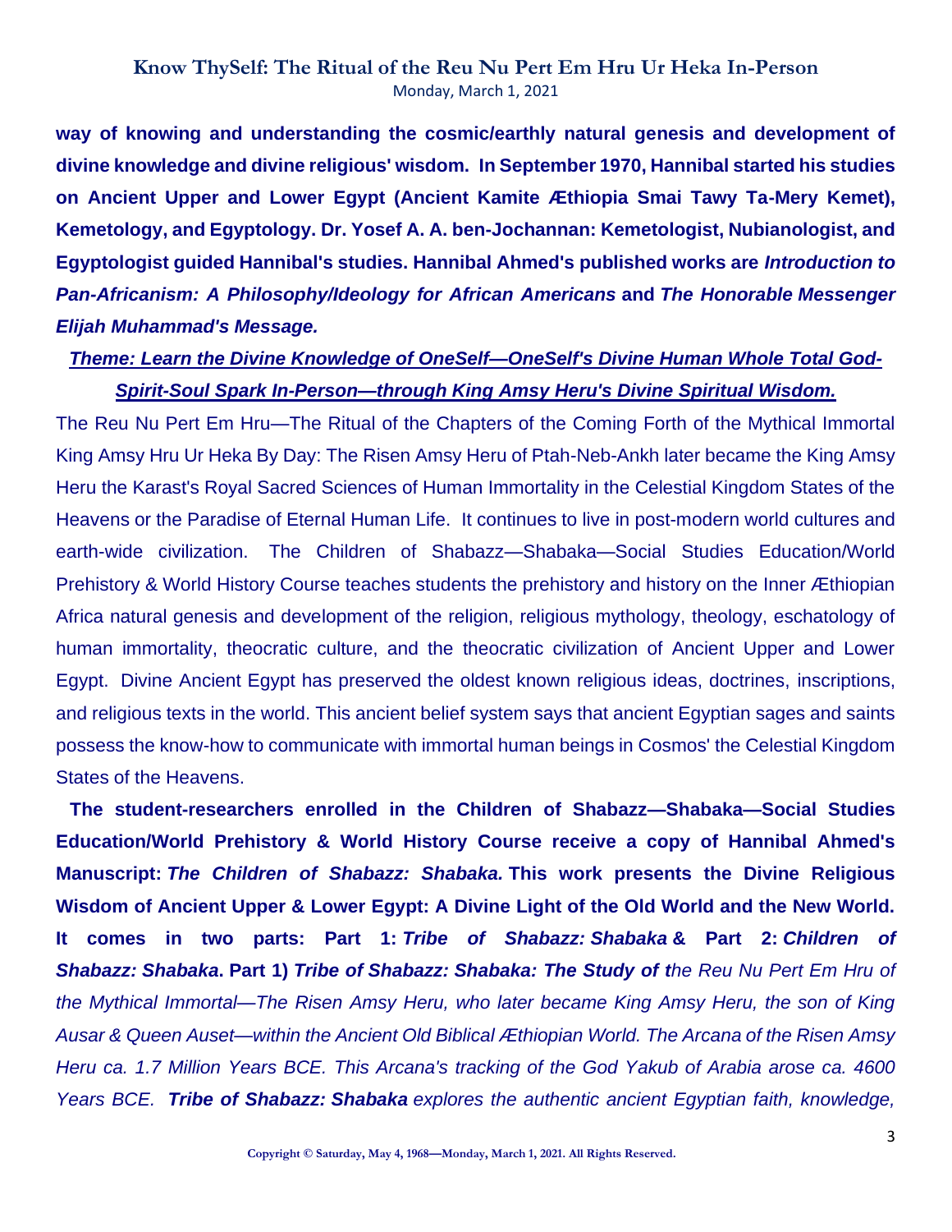**way of knowing and understanding the cosmic/earthly natural genesis and development of divine knowledge and divine religious' wisdom. In September 1970, Hannibal started his studies on Ancient Upper and Lower Egypt (Ancient Kamite Æthiopia Smai Tawy Ta-Mery Kemet), Kemetology, and Egyptology. Dr. Yosef A. A. ben-Jochannan: Kemetologist, Nubianologist, and Egyptologist guided Hannibal's studies. Hannibal Ahmed's published works are *Introduction to Pan-Africanism: A Philosophy/Ideology for African Americans* and *The Honorable Messenger Elijah Muhammad's Message.***

***Theme: Learn the Divine Knowledge of OneSelf—OneSelf's Divine Human Whole Total God-Spirit-Soul Spark In-Person—through King Amsy Heru's Divine Spiritual Wisdom.***

The Reu Nu Pert Em Hru—The Ritual of the Chapters of the Coming Forth of the Mythical Immortal King Amsy Hru Ur Heka By Day: The Risen Amsy Heru of Ptah-Neb-Ankh later became the King Amsy Heru the Karast's Royal Sacred Sciences of Human Immortality in the Celestial Kingdom States of the Heavens or the Paradise of Eternal Human Life. It continues to live in post-modern world cultures and earth-wide civilization. The Children of Shabazz—Shabaka—Social Studies Education/World Prehistory & World History Course teaches students the prehistory and history on the Inner Æthiopian Africa natural genesis and development of the religion, religious mythology, theology, eschatology of human immortality, theocratic culture, and the theocratic civilization of Ancient Upper and Lower Egypt. Divine Ancient Egypt has preserved the oldest known religious ideas, doctrines, inscriptions, and religious texts in the world. This ancient belief system says that ancient Egyptian sages and saints possess the know-how to communicate with immortal human beings in Cosmos' the Celestial Kingdom States of the Heavens.

**The student-researchers enrolled in the Children of Shabazz—Shabaka—Social Studies Education/World Prehistory & World History Course receive a copy of Hannibal Ahmed's Manuscript: *The Children of Shabazz: Shabaka.* This work presents the Divine Religious Wisdom of Ancient Upper & Lower Egypt: A Divine Light of the Old World and the New World. It comes in two parts: Part 1: *Tribe of Shabazz: Shabaka* & Part 2: *Children of Shabazz: Shabaka*. Part 1) *Tribe of Shabazz: Shabaka: The Study of t*** *he Reu Nu Pert Em Hru of the Mythical Immortal—The Risen Amsy Heru, who later became King Amsy Heru, the son of King Ausar & Queen Auset—within the Ancient Old Biblical Æthiopian World. The Arcana of the Risen Amsy Heru ca. 1.7 Million Years BCE. This Arcana's tracking of the God Yakub of Arabia arose ca. 4600 Years BCE.* ***Tribe of Shabazz: Shabaka*** *explores the authentic ancient Egyptian faith, knowledge,*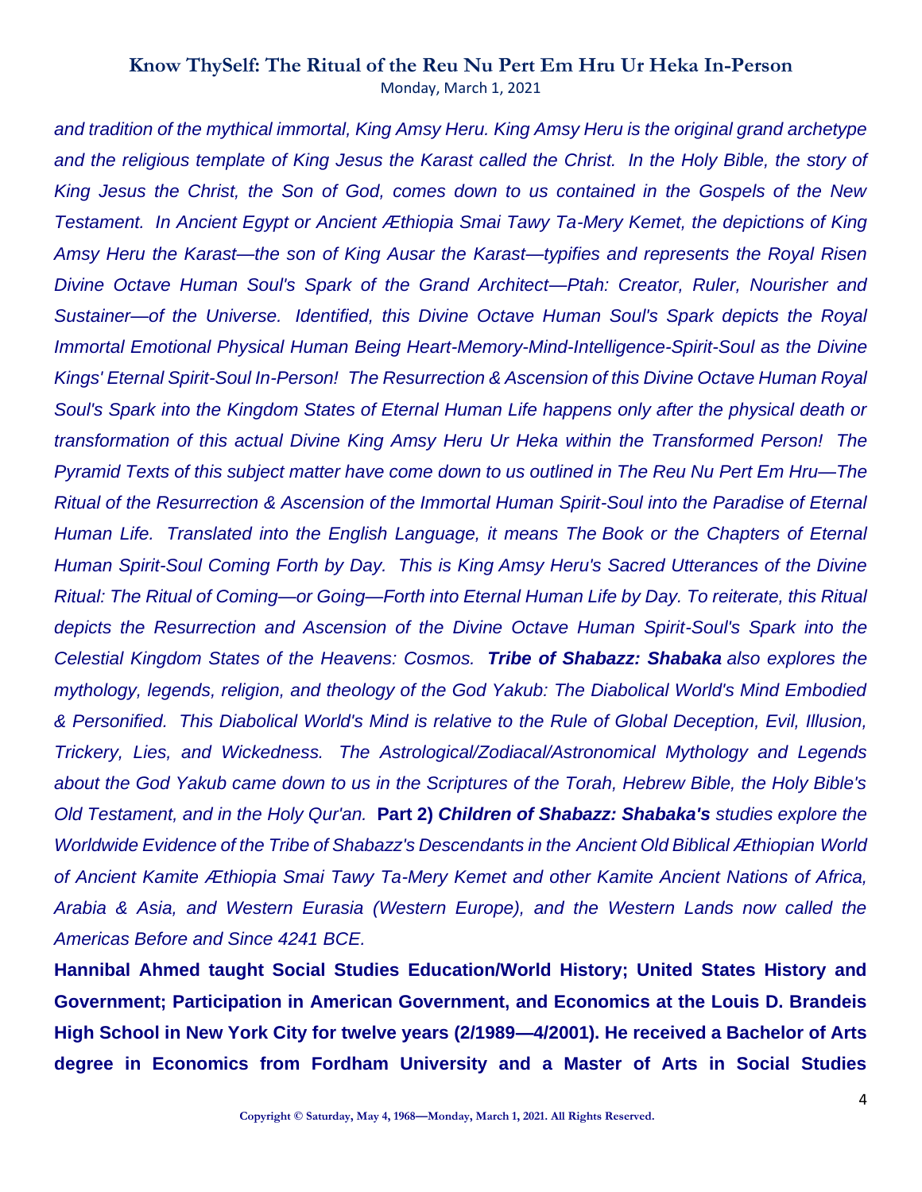*and tradition of the mythical immortal, King Amsy Heru. King Amsy Heru is the original grand archetype and the religious template of King Jesus the Karast called the Christ. In the Holy Bible, the story of King Jesus the Christ, the Son of God, comes down to us contained in the Gospels of the New Testament. In Ancient Egypt or Ancient Æthiopia Smai Tawy Ta-Mery Kemet, the depictions of King Amsy Heru the Karast—the son of King Ausar the Karast—typifies and represents the Royal Risen Divine Octave Human Soul's Spark of the Grand Architect—Ptah: Creator, Ruler, Nourisher and Sustainer—of the Universe. Identified, this Divine Octave Human Soul's Spark depicts the Royal Immortal Emotional Physical Human Being Heart-Memory-Mind-Intelligence-Spirit-Soul as the Divine Kings' Eternal Spirit-Soul In-Person! The Resurrection & Ascension of this Divine Octave Human Royal Soul's Spark into the Kingdom States of Eternal Human Life happens only after the physical death or transformation of this actual Divine King Amsy Heru Ur Heka within the Transformed Person! The Pyramid Texts of this subject matter have come down to us outlined in The Reu Nu Pert Em Hru—The Ritual of the Resurrection & Ascension of the Immortal Human Spirit-Soul into the Paradise of Eternal Human Life. Translated into the English Language, it means The Book or the Chapters of Eternal Human Spirit-Soul Coming Forth by Day. This is King Amsy Heru's Sacred Utterances of the Divine Ritual: The Ritual of Coming—or Going—Forth into Eternal Human Life by Day. To reiterate, this Ritual depicts the Resurrection and Ascension of the Divine Octave Human Spirit-Soul's Spark into the Celestial Kingdom States of the Heavens: Cosmos.* ***Tribe of Shabazz: Shabaka*** *also explores the mythology, legends, religion, and theology of the God Yakub: The Diabolical World's Mind Embodied & Personified. This Diabolical World's Mind is relative to the Rule of Global Deception, Evil, Illusion, Trickery, Lies, and Wickedness. The Astrological/Zodiacal/Astronomical Mythology and Legends about the God Yakub came down to us in the Scriptures of the Torah, Hebrew Bible, the Holy Bible's Old Testament, and in the Holy Qur'an.* **Part 2)** ***Children of Shabazz: Shabaka's*** *studies explore the Worldwide Evidence of the Tribe of Shabazz's Descendants in the Ancient Old Biblical Æthiopian World of Ancient Kamite Æthiopia Smai Tawy Ta-Mery Kemet and other Kamite Ancient Nations of Africa, Arabia & Asia, and Western Eurasia (Western Europe), and the Western Lands now called the Americas Before and Since 4241 BCE.*

**Hannibal Ahmed taught Social Studies Education/World History; United States History and Government; Participation in American Government, and Economics at the Louis D. Brandeis High School in New York City for twelve years (2/1989—4/2001). He received a Bachelor of Arts degree in Economics from Fordham University and a Master of Arts in Social Studies**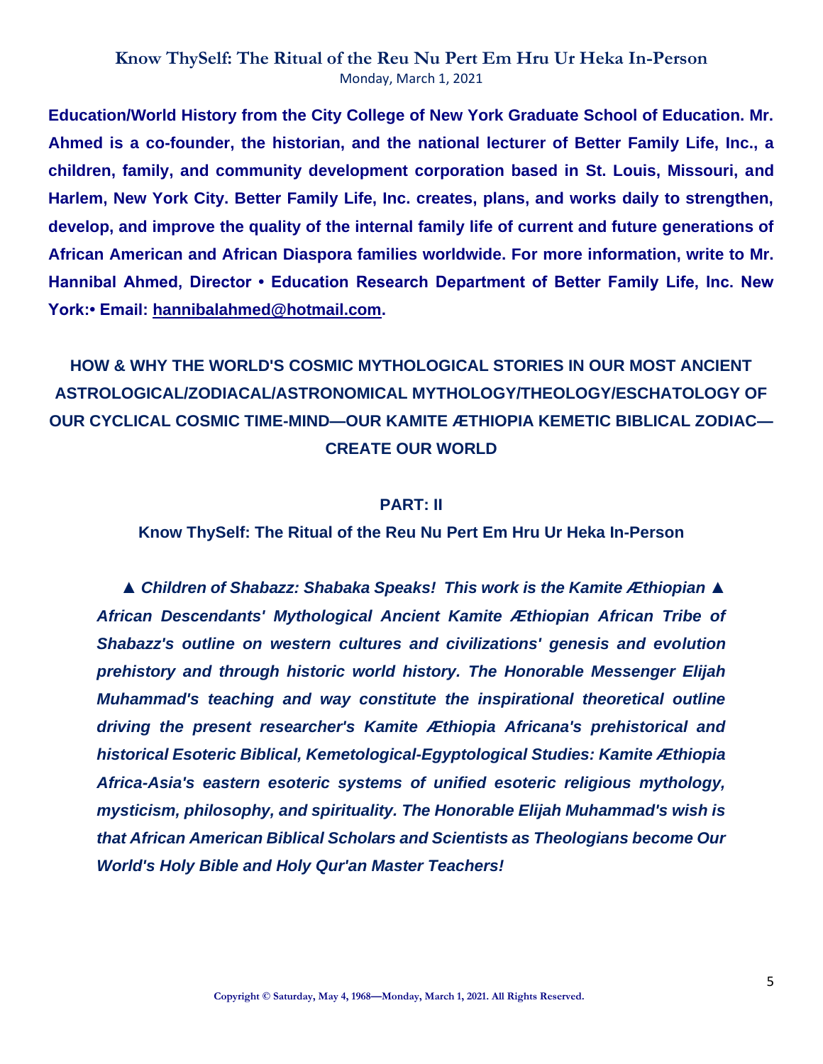**Education/World History from the City College of New York Graduate School of Education. Mr. Ahmed is a co-founder, the historian, and the national lecturer of Better Family Life, Inc., a children, family, and community development corporation based in St. Louis, Missouri, and Harlem, New York City. Better Family Life, Inc. creates, plans, and works daily to strengthen, develop, and improve the quality of the internal family life of current and future generations of African American and African Diaspora families worldwide. For more information, write to Mr. Hannibal Ahmed, Director • Education Research Department of Better Family Life, Inc. New York:• Email: hannibalahmed@hotmail.com.**

## HOW & WHY THE WORLD'S COSMIC MYTHOLOGICAL STORIES IN OUR MOST ANCIENT ASTROLOGICAL/ZODIACAL/ASTRONOMICAL MYTHOLOGY/THEOLOGY/ESCHATOLOGY OF OUR CYCLICAL COSMIC TIME-MIND—OUR KAMITE ÆTHIOPIA KEMETIC BIBLICAL ZODIAC—CREATE OUR WORLD

### PART: II

### Know ThySelf: The Ritual of the Reu Nu Pert Em Hru Ur Heka In-Person

***▲ Children of Shabazz: Shabaka Speaks! This work is the Kamite Æthiopian ▲ African Descendants' Mythological Ancient Kamite Æthiopian African Tribe of Shabazz's outline on western cultures and civilizations' genesis and evolution prehistory and through historic world history. The Honorable Messenger Elijah Muhammad's teaching and way constitute the inspirational theoretical outline driving the present researcher's Kamite Æthiopia Africana's prehistorical and historical Esoteric Biblical, Kemetological-Egyptological Studies: Kamite Æthiopia Africa-Asia's eastern esoteric systems of unified esoteric religious mythology, mysticism, philosophy, and spirituality. The Honorable Elijah Muhammad's wish is that African American Biblical Scholars and Scientists as Theologians become Our World's Holy Bible and Holy Qur'an Master Teachers!***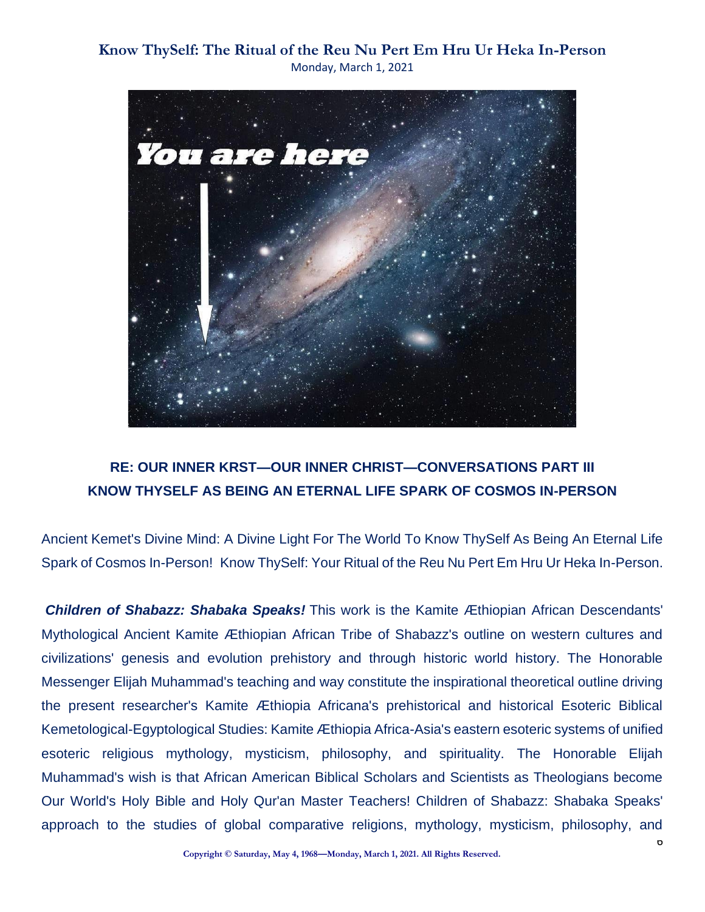RE: OUR INNER KRST—OUR INNER CHRIST—CONVERSATIONS PART III
KNOW THYSELF AS BEING AN ETERNAL LIFE SPARK OF COSMOS IN-PERSON

Ancient Kemet's Divine Mind: A Divine Light For The World To Know ThySelf As Being An Eternal Life Spark of Cosmos In-Person! Know ThySelf: Your Ritual of the Reu Nu Pert Em Hru Ur Heka In-Person.

***Children of Shabazz: Shabaka Speaks!*** This work is the Kamite Æthiopian African Descendants' Mythological Ancient Kamite Æthiopian African Tribe of Shabazz's outline on western cultures and civilizations' genesis and evolution prehistory and through historic world history. The Honorable Messenger Elijah Muhammad's teaching and way constitute the inspirational theoretical outline driving the present researcher's Kamite Æthiopia Africana's prehistorical and historical Esoteric Biblical Kemetological-Egyptological Studies: Kamite Æthiopia Africa-Asia's eastern esoteric systems of unified esoteric religious mythology, mysticism, philosophy, and spirituality. The Honorable Elijah Muhammad's wish is that African American Biblical Scholars and Scientists as Theologians become Our World's Holy Bible and Holy Qur'an Master Teachers! Children of Shabazz: Shabaka Speaks' approach to the studies of global comparative religions, mythology, mysticism, philosophy, and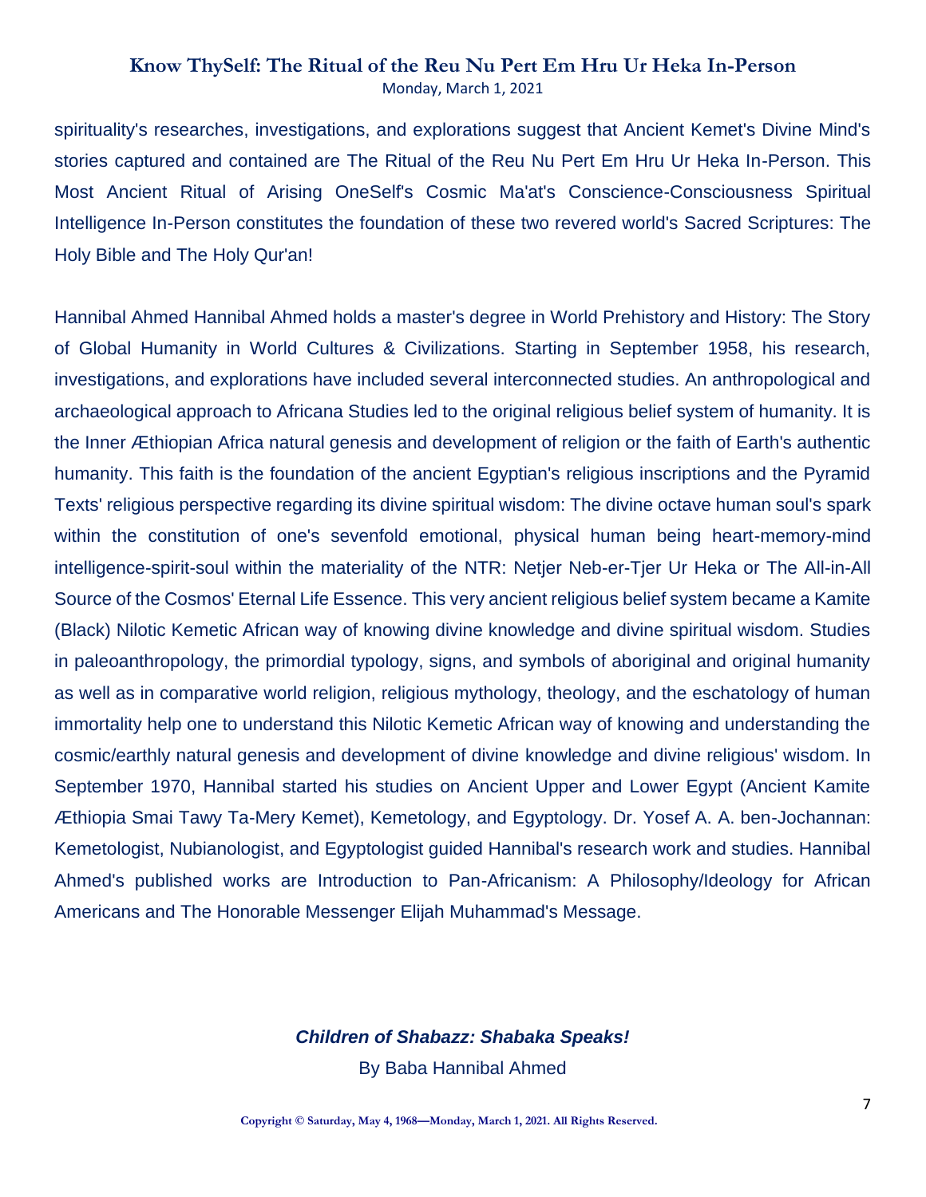spirituality's researches, investigations, and explorations suggest that Ancient Kemet's Divine Mind's stories captured and contained are The Ritual of the Reu Nu Pert Em Hru Ur Heka In-Person. This Most Ancient Ritual of Arising OneSelf's Cosmic Ma'at's Conscience-Consciousness Spiritual Intelligence In-Person constitutes the foundation of these two revered world's Sacred Scriptures: The Holy Bible and The Holy Qur'an!

Hannibal Ahmed Hannibal Ahmed holds a master's degree in World Prehistory and History: The Story of Global Humanity in World Cultures & Civilizations. Starting in September 1958, his research, investigations, and explorations have included several interconnected studies. An anthropological and archaeological approach to Africana Studies led to the original religious belief system of humanity. It is the Inner Æthiopian Africa natural genesis and development of religion or the faith of Earth's authentic humanity. This faith is the foundation of the ancient Egyptian's religious inscriptions and the Pyramid Texts' religious perspective regarding its divine spiritual wisdom: The divine octave human soul's spark within the constitution of one's sevenfold emotional, physical human being heart-memory-mind intelligence-spirit-soul within the materiality of the NTR: Netjer Neb-er-Tjer Ur Heka or The All-in-All Source of the Cosmos' Eternal Life Essence. This very ancient religious belief system became a Kamite (Black) Nilotic Kemetic African way of knowing divine knowledge and divine spiritual wisdom. Studies in paleoanthropology, the primordial typology, signs, and symbols of aboriginal and original humanity as well as in comparative world religion, religious mythology, theology, and the eschatology of human immortality help one to understand this Nilotic Kemetic African way of knowing and understanding the cosmic/earthly natural genesis and development of divine knowledge and divine religious' wisdom. In September 1970, Hannibal started his studies on Ancient Upper and Lower Egypt (Ancient Kamite Æthiopia Smai Tawy Ta-Mery Kemet), Kemetology, and Egyptology. Dr. Yosef A. A. ben-Jochannan: Kemetologist, Nubianologist, and Egyptologist guided Hannibal's research work and studies. Hannibal Ahmed's published works are Introduction to Pan-Africanism: A Philosophy/Ideology for African Americans and The Honorable Messenger Elijah Muhammad's Message.

***Children of Shabazz: Shabaka Speaks!***

By Baba Hannibal Ahmed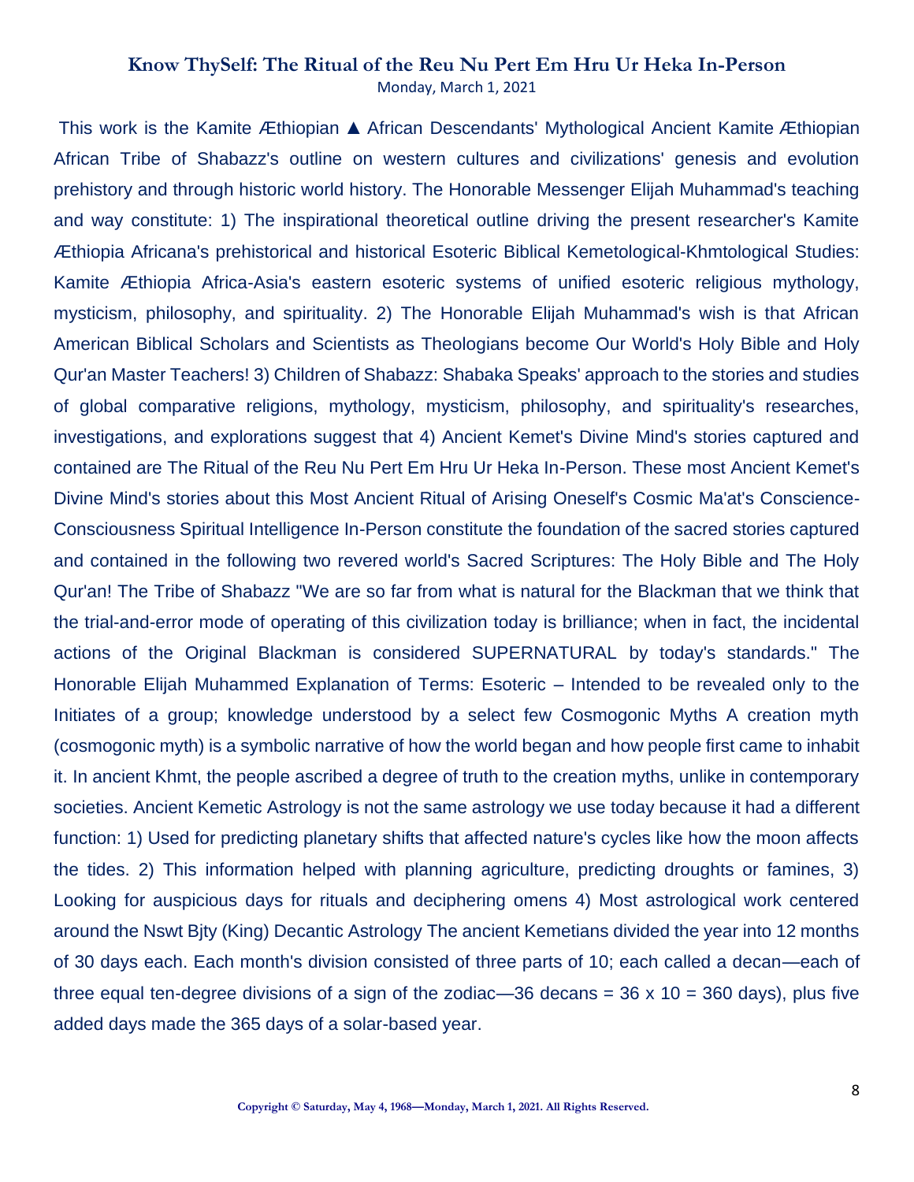**Know ThySelf: The Ritual of the Reu Nu Pert Em Hru Ur Heka In-Person**

Monday, March 1, 2021

This work is the Kamite Æthiopian ▲ African Descendants' Mythological Ancient Kamite Æthiopian African Tribe of Shabazz's outline on western cultures and civilizations' genesis and evolution prehistory and through historic world history. The Honorable Messenger Elijah Muhammad's teaching and way constitute: 1) The inspirational theoretical outline driving the present researcher's Kamite Æthiopia Africana's prehistorical and historical Esoteric Biblical Kemetological-Khmtological Studies: Kamite Æthiopia Africa-Asia's eastern esoteric systems of unified esoteric religious mythology, mysticism, philosophy, and spirituality. 2) The Honorable Elijah Muhammad's wish is that African American Biblical Scholars and Scientists as Theologians become Our World's Holy Bible and Holy Qur'an Master Teachers! 3) Children of Shabazz: Shabaka Speaks' approach to the stories and studies of global comparative religions, mythology, mysticism, philosophy, and spirituality's researches, investigations, and explorations suggest that 4) Ancient Kemet's Divine Mind's stories captured and contained are The Ritual of the Reu Nu Pert Em Hru Ur Heka In-Person. These most Ancient Kemet's Divine Mind's stories about this Most Ancient Ritual of Arising Oneself's Cosmic Ma'at's Conscience-Consciousness Spiritual Intelligence In-Person constitute the foundation of the sacred stories captured and contained in the following two revered world's Sacred Scriptures: The Holy Bible and The Holy Qur'an! The Tribe of Shabazz "We are so far from what is natural for the Blackman that we think that the trial-and-error mode of operating of this civilization today is brilliance; when in fact, the incidental actions of the Original Blackman is considered SUPERNATURAL by today's standards." The Honorable Elijah Muhammed Explanation of Terms: Esoteric – Intended to be revealed only to the Initiates of a group; knowledge understood by a select few Cosmogonic Myths A creation myth (cosmogonic myth) is a symbolic narrative of how the world began and how people first came to inhabit it. In ancient Khmt, the people ascribed a degree of truth to the creation myths, unlike in contemporary societies. Ancient Kemetic Astrology is not the same astrology we use today because it had a different function: 1) Used for predicting planetary shifts that affected nature's cycles like how the moon affects the tides. 2) This information helped with planning agriculture, predicting droughts or famines, 3) Looking for auspicious days for rituals and deciphering omens 4) Most astrological work centered around the Nswt Bjty (King) Decantic Astrology The ancient Kemetians divided the year into 12 months of 30 days each. Each month's division consisted of three parts of 10; each called a decan—each of three equal ten-degree divisions of a sign of the zodiac—36 decans = 36 x 10 = 360 days), plus five added days made the 365 days of a solar-based year.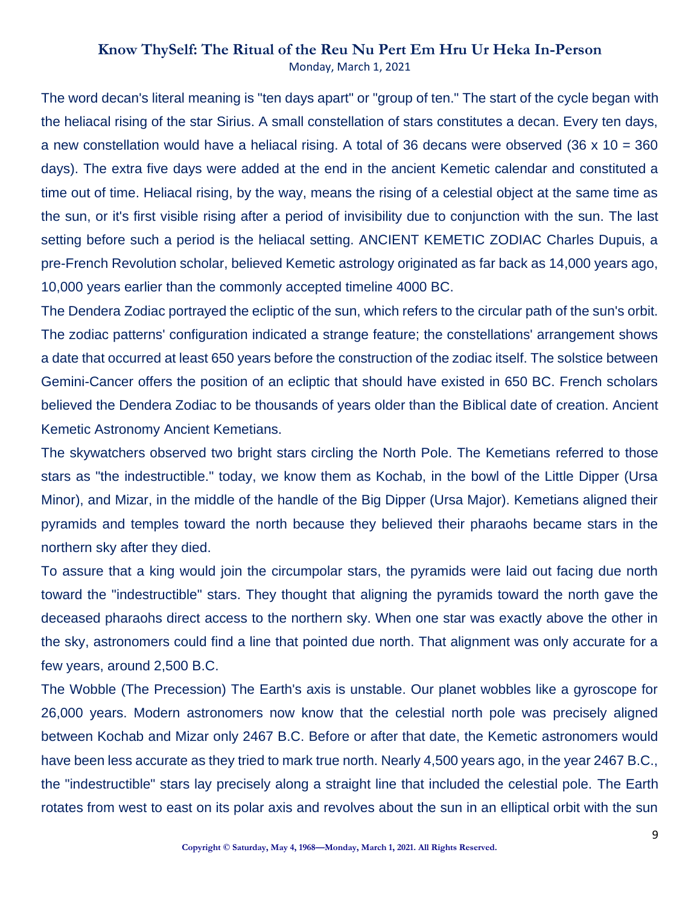The word decan's literal meaning is "ten days apart" or "group of ten." The start of the cycle began with the heliacal rising of the star Sirius. A small constellation of stars constitutes a decan. Every ten days, a new constellation would have a heliacal rising. A total of 36 decans were observed (36 x 10 = 360 days). The extra five days were added at the end in the ancient Kemetic calendar and constituted a time out of time. Heliacal rising, by the way, means the rising of a celestial object at the same time as the sun, or it's first visible rising after a period of invisibility due to conjunction with the sun. The last setting before such a period is the heliacal setting. ANCIENT KEMETIC ZODIAC Charles Dupuis, a pre-French Revolution scholar, believed Kemetic astrology originated as far back as 14,000 years ago, 10,000 years earlier than the commonly accepted timeline 4000 BC.

The Dendera Zodiac portrayed the ecliptic of the sun, which refers to the circular path of the sun's orbit. The zodiac patterns' configuration indicated a strange feature; the constellations' arrangement shows a date that occurred at least 650 years before the construction of the zodiac itself. The solstice between Gemini-Cancer offers the position of an ecliptic that should have existed in 650 BC. French scholars believed the Dendera Zodiac to be thousands of years older than the Biblical date of creation. Ancient Kemetic Astronomy Ancient Kemetians.

The skywatchers observed two bright stars circling the North Pole. The Kemetians referred to those stars as "the indestructible." today, we know them as Kochab, in the bowl of the Little Dipper (Ursa Minor), and Mizar, in the middle of the handle of the Big Dipper (Ursa Major). Kemetians aligned their pyramids and temples toward the north because they believed their pharaohs became stars in the northern sky after they died.

To assure that a king would join the circumpolar stars, the pyramids were laid out facing due north toward the "indestructible" stars. They thought that aligning the pyramids toward the north gave the deceased pharaohs direct access to the northern sky. When one star was exactly above the other in the sky, astronomers could find a line that pointed due north. That alignment was only accurate for a few years, around 2,500 B.C.

The Wobble (The Precession) The Earth's axis is unstable. Our planet wobbles like a gyroscope for 26,000 years. Modern astronomers now know that the celestial north pole was precisely aligned between Kochab and Mizar only 2467 B.C. Before or after that date, the Kemetic astronomers would have been less accurate as they tried to mark true north. Nearly 4,500 years ago, in the year 2467 B.C., the "indestructible" stars lay precisely along a straight line that included the celestial pole. The Earth rotates from west to east on its polar axis and revolves about the sun in an elliptical orbit with the sun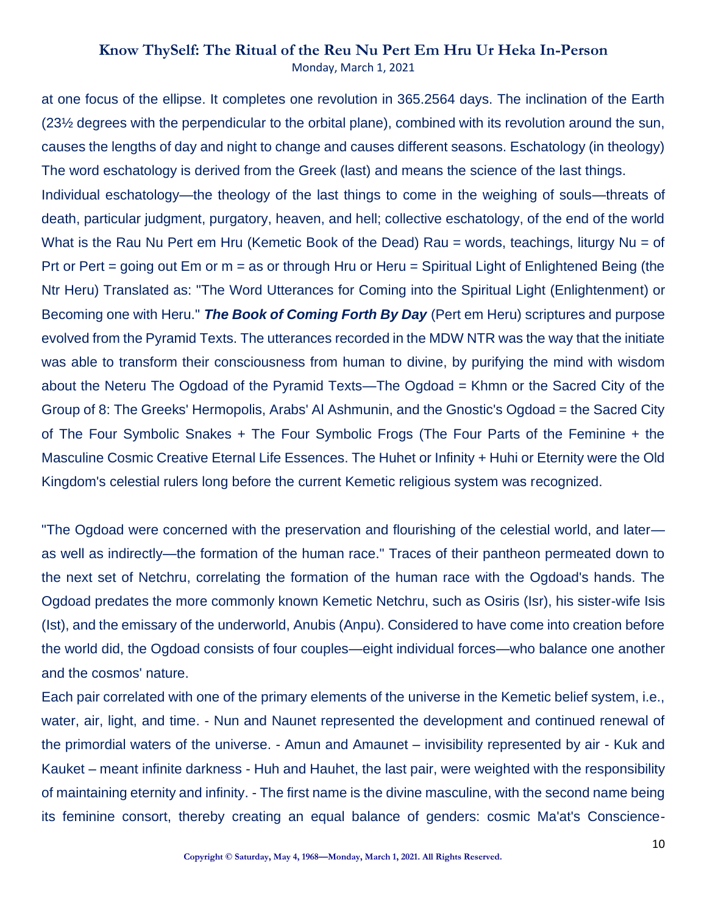at one focus of the ellipse. It completes one revolution in 365.2564 days. The inclination of the Earth (23½ degrees with the perpendicular to the orbital plane), combined with its revolution around the sun, causes the lengths of day and night to change and causes different seasons. Eschatology (in theology) The word eschatology is derived from the Greek (last) and means the science of the last things.

Individual eschatology—the theology of the last things to come in the weighing of souls—threats of death, particular judgment, purgatory, heaven, and hell; collective eschatology, of the end of the world What is the Rau Nu Pert em Hru (Kemetic Book of the Dead) Rau = words, teachings, liturgy Nu = of Prt or Pert = going out Em or m = as or through Hru or Heru = Spiritual Light of Enlightened Being (the Ntr Heru) Translated as: "The Word Utterances for Coming into the Spiritual Light (Enlightenment) or Becoming one with Heru." ***The Book of Coming Forth By Day*** (Pert em Heru) scriptures and purpose evolved from the Pyramid Texts. The utterances recorded in the MDW NTR was the way that the initiate was able to transform their consciousness from human to divine, by purifying the mind with wisdom about the Neteru The Ogdoad of the Pyramid Texts—The Ogdoad = Khmn or the Sacred City of the Group of 8: The Greeks' Hermopolis, Arabs' Al Ashmunin, and the Gnostic's Ogdoad = the Sacred City of The Four Symbolic Snakes + The Four Symbolic Frogs (The Four Parts of the Feminine + the Masculine Cosmic Creative Eternal Life Essences. The Huhet or Infinity + Huhi or Eternity were the Old Kingdom's celestial rulers long before the current Kemetic religious system was recognized.

"The Ogdoad were concerned with the preservation and flourishing of the celestial world, and later—as well as indirectly—the formation of the human race." Traces of their pantheon permeated down to the next set of Netchru, correlating the formation of the human race with the Ogdoad's hands. The Ogdoad predates the more commonly known Kemetic Netchru, such as Osiris (Isr), his sister-wife Isis (Ist), and the emissary of the underworld, Anubis (Anpu). Considered to have come into creation before the world did, the Ogdoad consists of four couples—eight individual forces—who balance one another and the cosmos' nature.

Each pair correlated with one of the primary elements of the universe in the Kemetic belief system, i.e., water, air, light, and time. - Nun and Naunet represented the development and continued renewal of the primordial waters of the universe. - Amun and Amaunet – invisibility represented by air - Kuk and Kauket – meant infinite darkness - Huh and Hauhet, the last pair, were weighted with the responsibility of maintaining eternity and infinity. - The first name is the divine masculine, with the second name being its feminine consort, thereby creating an equal balance of genders: cosmic Ma'at's Conscience-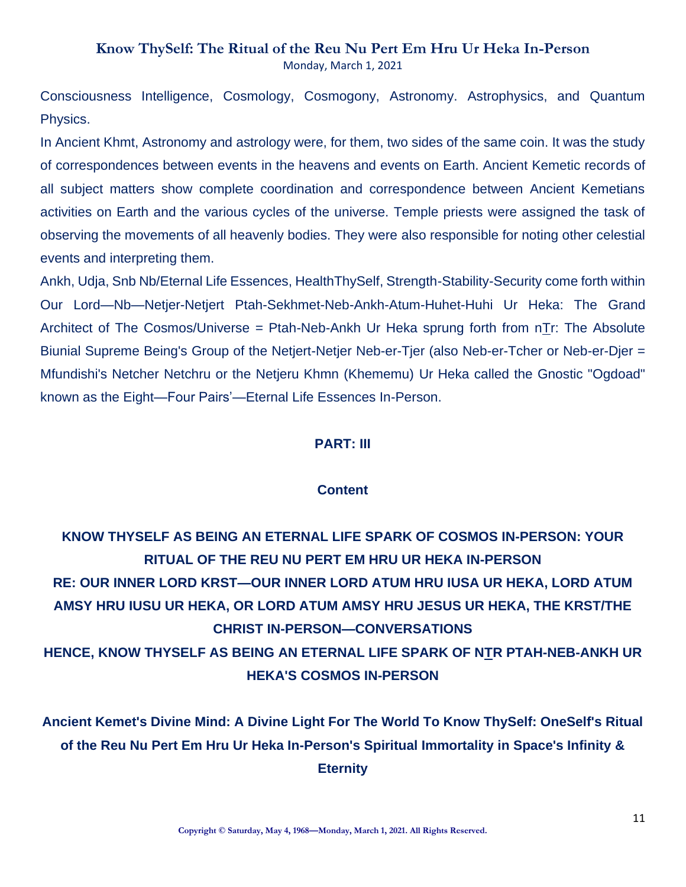Consciousness Intelligence, Cosmology, Cosmogony, Astronomy. Astrophysics, and Quantum Physics.

In Ancient Khmt, Astronomy and astrology were, for them, two sides of the same coin. It was the study of correspondences between events in the heavens and events on Earth. Ancient Kemetic records of all subject matters show complete coordination and correspondence between Ancient Kemetians activities on Earth and the various cycles of the universe. Temple priests were assigned the task of observing the movements of all heavenly bodies. They were also responsible for noting other celestial events and interpreting them.

Ankh, Udja, Snb Nb/Eternal Life Essences, HealthThySelf, Strength-Stability-Security come forth within Our Lord—Nb—Netjer-Netjert Ptah-Sekhmet-Neb-Ankh-Atum-Huhet-Huhi Ur Heka: The Grand Architect of The Cosmos/Universe = Ptah-Neb-Ankh Ur Heka sprung forth from nTr: The Absolute Biunial Supreme Being's Group of the Netjert-Netjer Neb-er-Tjer (also Neb-er-Tcher or Neb-er-Djer = Mfundishi's Netcher Netchru or the Netjeru Khmn (Khememu) Ur Heka called the Gnostic "Ogdoad" known as the Eight—Four Pairs'—Eternal Life Essences In-Person.

## PART: III

### Content

## KNOW THYSELF AS BEING AN ETERNAL LIFE SPARK OF COSMOS IN-PERSON: YOUR RITUAL OF THE REU NU PERT EM HRU UR HEKA IN-PERSON

## RE: OUR INNER LORD KRST—OUR INNER LORD ATUM HRU IUSA UR HEKA, LORD ATUM AMSY HRU IUSU UR HEKA, OR LORD ATUM AMSY HRU JESUS UR HEKA, THE KRST/THE CHRIST IN-PERSON—CONVERSATIONS

## HENCE, KNOW THYSELF AS BEING AN ETERNAL LIFE SPARK OF NTR PTAH-NEB-ANKH UR HEKA'S COSMOS IN-PERSON

### Ancient Kemet's Divine Mind: A Divine Light For The World To Know ThySelf: OneSelf's Ritual of the Reu Nu Pert Em Hru Ur Heka In-Person's Spiritual Immortality in Space's Infinity & Eternity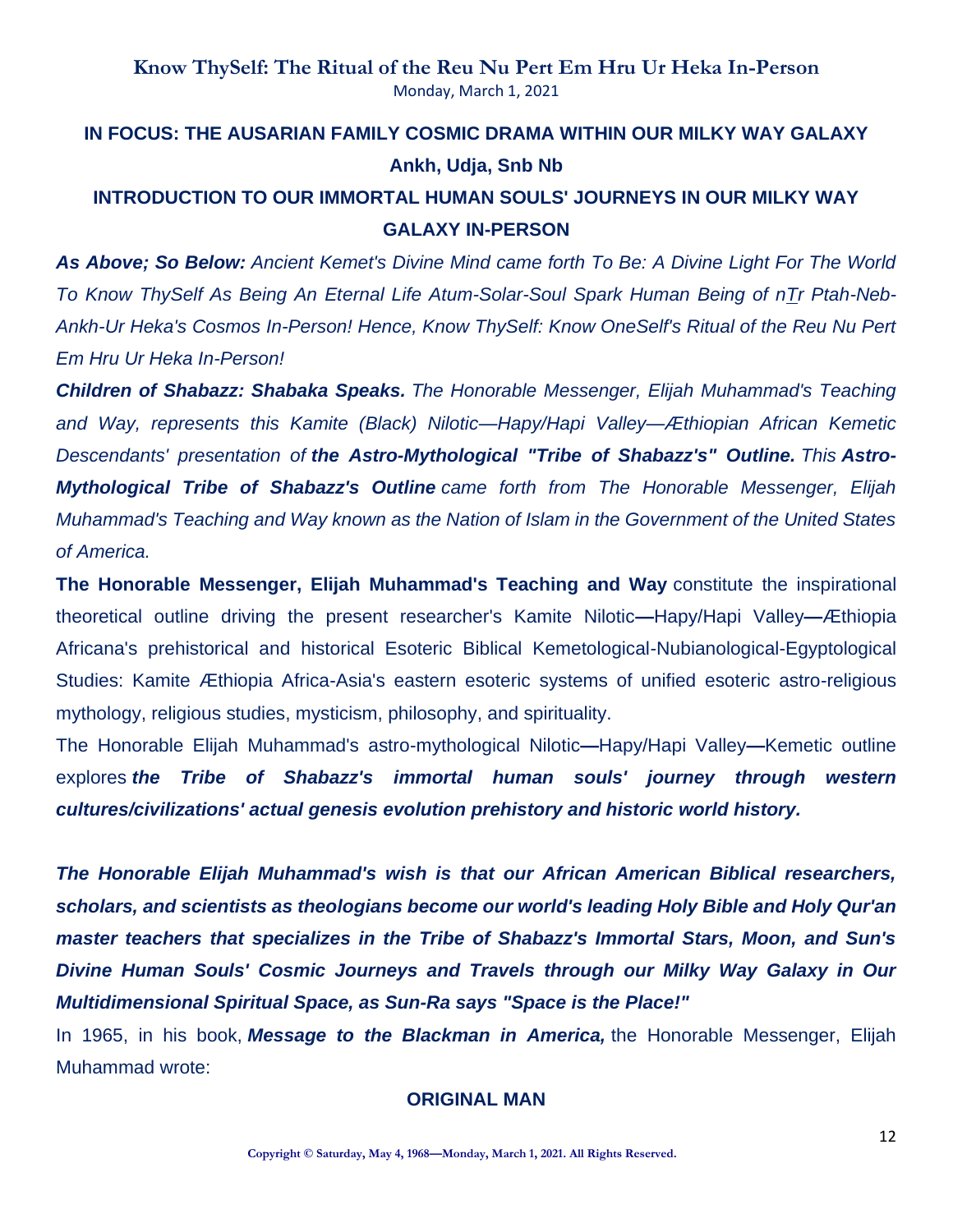## IN FOCUS: THE AUSARIAN FAMILY COSMIC DRAMA WITHIN OUR MILKY WAY GALAXY

**Ankh, Udja, Snb Nb**

## INTRODUCTION TO OUR IMMORTAL HUMAN SOULS' JOURNEYS IN OUR MILKY WAY GALAXY IN-PERSON

***As Above; So Below:*** *Ancient Kemet's Divine Mind came forth To Be: A Divine Light For The World To Know ThySelf As Being An Eternal Life Atum-Solar-Soul Spark Human Being of nTr Ptah-Neb-Ankh-Ur Heka's Cosmos In-Person! Hence, Know ThySelf: Know OneSelf's Ritual of the Reu Nu Pert Em Hru Ur Heka In-Person!*

***Children of Shabazz: Shabaka Speaks.*** *The Honorable Messenger, Elijah Muhammad's Teaching and Way, represents this Kamite (Black) Nilotic—Hapy/Hapi Valley—Æthiopian African Kemetic Descendants' presentation of* ***the Astro-Mythological "Tribe of Shabazz's" Outline.*** *This* ***Astro-Mythological Tribe of Shabazz's Outline*** *came forth from The Honorable Messenger, Elijah Muhammad's Teaching and Way known as the Nation of Islam in the Government of the United States of America.*

**The Honorable Messenger, Elijah Muhammad's Teaching and Way** constitute the inspirational theoretical outline driving the present researcher's Kamite Nilotic**—**Hapy/Hapi Valley**—**Æthiopia Africana's prehistorical and historical Esoteric Biblical Kemetological-Nubianological-Egyptological Studies: Kamite Æthiopia Africa-Asia's eastern esoteric systems of unified esoteric astro-religious mythology, religious studies, mysticism, philosophy, and spirituality.

The Honorable Elijah Muhammad's astro-mythological Nilotic**—**Hapy/Hapi Valley**—**Kemetic outline explores ***the Tribe of Shabazz's immortal human souls' journey through western cultures/civilizations' actual genesis evolution prehistory and historic world history.***

***The Honorable Elijah Muhammad's wish is that our African American Biblical researchers, scholars, and scientists as theologians become our world's leading Holy Bible and Holy Qur'an master teachers that specializes in the Tribe of Shabazz's Immortal Stars, Moon, and Sun's Divine Human Souls' Cosmic Journeys and Travels through our Milky Way Galaxy in Our Multidimensional Spiritual Space, as Sun-Ra says "Space is the Place!"***

In 1965, in his book, ***Message to the Blackman in America,*** the Honorable Messenger, Elijah Muhammad wrote:

### ORIGINAL MAN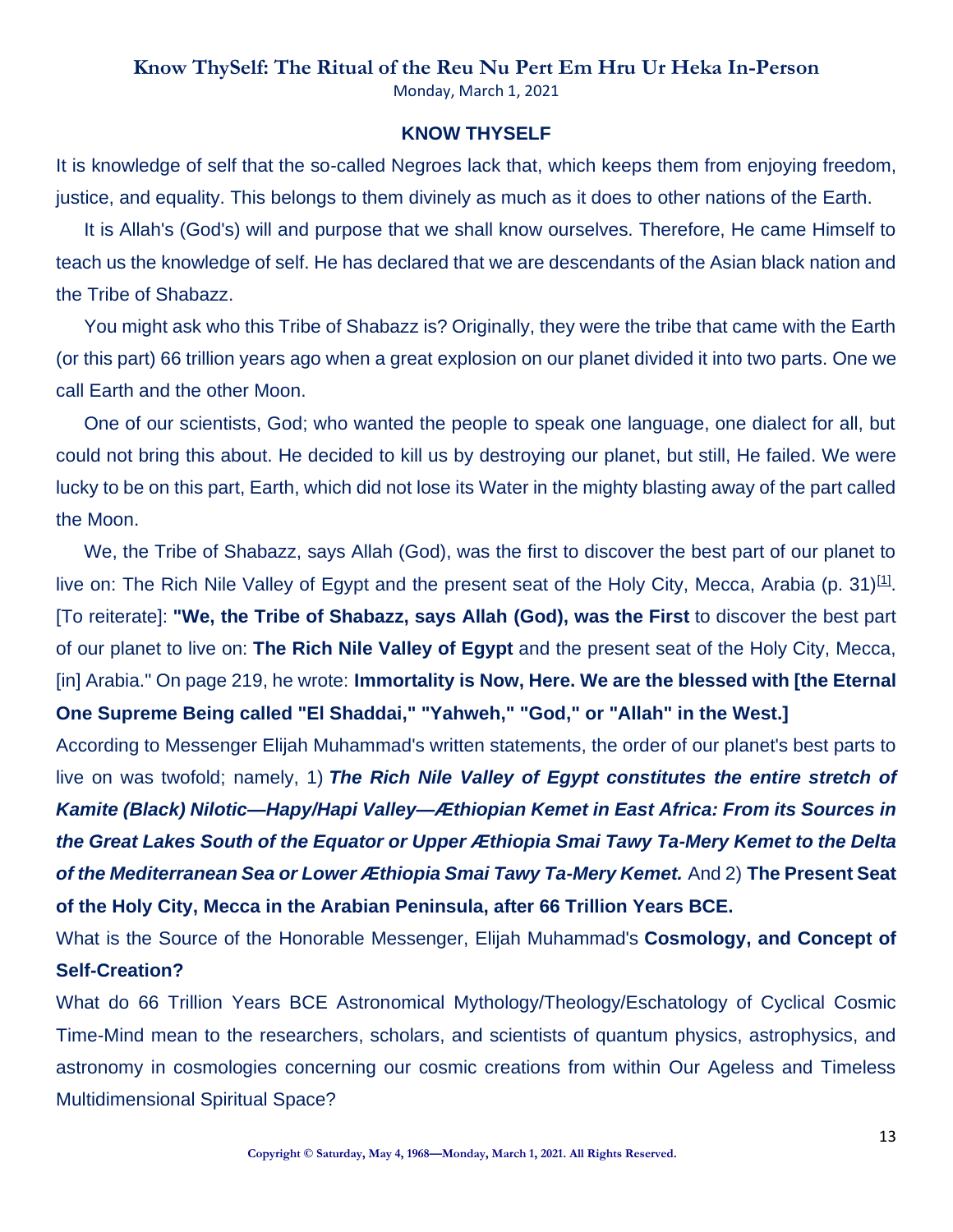## KNOW THYSELF

It is knowledge of self that the so-called Negroes lack that, which keeps them from enjoying freedom, justice, and equality. This belongs to them divinely as much as it does to other nations of the Earth.

It is Allah's (God's) will and purpose that we shall know ourselves. Therefore, He came Himself to teach us the knowledge of self. He has declared that we are descendants of the Asian black nation and the Tribe of Shabazz.

You might ask who this Tribe of Shabazz is? Originally, they were the tribe that came with the Earth (or this part) 66 trillion years ago when a great explosion on our planet divided it into two parts. One we call Earth and the other Moon.

One of our scientists, God; who wanted the people to speak one language, one dialect for all, but could not bring this about. He decided to kill us by destroying our planet, but still, He failed. We were lucky to be on this part, Earth, which did not lose its Water in the mighty blasting away of the part called the Moon.

We, the Tribe of Shabazz, says Allah (God), was the first to discover the best part of our planet to live on: The Rich Nile Valley of Egypt and the present seat of the Holy City, Mecca, Arabia (p. 31)[1]. [To reiterate]: **"We, the Tribe of Shabazz, says Allah (God), was the First** to discover the best part of our planet to live on: **The Rich Nile Valley of Egypt** and the present seat of the Holy City, Mecca, [in] Arabia." On page 219, he wrote: **Immortality is Now, Here. We are the blessed with [the Eternal One Supreme Being called "El Shaddai," "Yahweh," "God," or "Allah" in the West.]**

According to Messenger Elijah Muhammad's written statements, the order of our planet's best parts to live on was twofold; namely, 1) ***The Rich Nile Valley of Egypt constitutes the entire stretch of Kamite (Black) Nilotic—Hapy/Hapi Valley—Æthiopian Kemet in East Africa: From its Sources in the Great Lakes South of the Equator or Upper Æthiopia Smai Tawy Ta-Mery Kemet to the Delta of the Mediterranean Sea or Lower Æthiopia Smai Tawy Ta-Mery Kemet.*** And 2) **The Present Seat of the Holy City, Mecca in the Arabian Peninsula, after 66 Trillion Years BCE.**

What is the Source of the Honorable Messenger, Elijah Muhammad's **Cosmology, and Concept of Self-Creation?**

What do 66 Trillion Years BCE Astronomical Mythology/Theology/Eschatology of Cyclical Cosmic Time-Mind mean to the researchers, scholars, and scientists of quantum physics, astrophysics, and astronomy in cosmologies concerning our cosmic creations from within Our Ageless and Timeless Multidimensional Spiritual Space?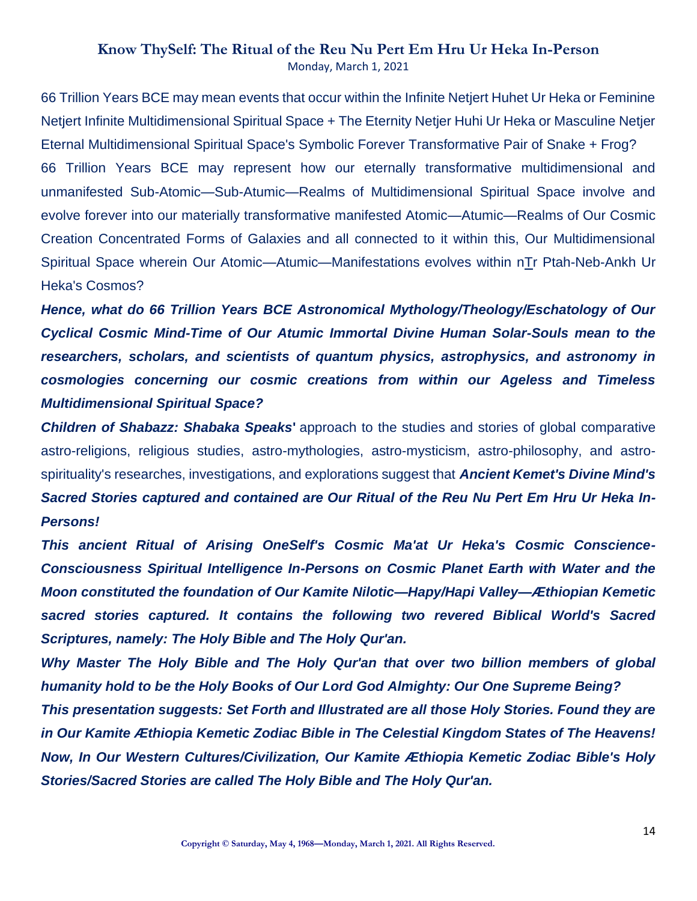66 Trillion Years BCE may mean events that occur within the Infinite Netjert Huhet Ur Heka or Feminine Netjert Infinite Multidimensional Spiritual Space + The Eternity Netjer Huhi Ur Heka or Masculine Netjer Eternal Multidimensional Spiritual Space's Symbolic Forever Transformative Pair of Snake + Frog?

66 Trillion Years BCE may represent how our eternally transformative multidimensional and unmanifested Sub-Atomic—Sub-Atumic—Realms of Multidimensional Spiritual Space involve and evolve forever into our materially transformative manifested Atomic—Atumic—Realms of Our Cosmic Creation Concentrated Forms of Galaxies and all connected to it within this, Our Multidimensional Spiritual Space wherein Our Atomic—Atumic—Manifestations evolves within nTr Ptah-Neb-Ankh Ur Heka's Cosmos?

***Hence, what do 66 Trillion Years BCE Astronomical Mythology/Theology/Eschatology of Our Cyclical Cosmic Mind-Time of Our Atumic Immortal Divine Human Solar-Souls mean to the researchers, scholars, and scientists of quantum physics, astrophysics, and astronomy in cosmologies concerning our cosmic creations from within our Ageless and Timeless Multidimensional Spiritual Space?***

***Children of Shabazz: Shabaka Speaks*'** approach to the studies and stories of global comparative astro-religions, religious studies, astro-mythologies, astro-mysticism, astro-philosophy, and astro-spirituality's researches, investigations, and explorations suggest that ***Ancient Kemet's Divine Mind's Sacred Stories captured and contained are Our Ritual of the Reu Nu Pert Em Hru Ur Heka In-Persons!***

***This ancient Ritual of Arising OneSelf's Cosmic Ma'at Ur Heka's Cosmic Conscience-Consciousness Spiritual Intelligence In-Persons on Cosmic Planet Earth with Water and the Moon constituted the foundation of Our Kamite Nilotic—Hapy/Hapi Valley—Æthiopian Kemetic sacred stories captured. It contains the following two revered Biblical World's Sacred Scriptures, namely: The Holy Bible and The Holy Qur'an.***

***Why Master The Holy Bible and The Holy Qur'an that over two billion members of global humanity hold to be the Holy Books of Our Lord God Almighty: Our One Supreme Being?***

***This presentation suggests: Set Forth and Illustrated are all those Holy Stories. Found they are in Our Kamite Æthiopia Kemetic Zodiac Bible in The Celestial Kingdom States of The Heavens! Now, In Our Western Cultures/Civilization, Our Kamite Æthiopia Kemetic Zodiac Bible's Holy Stories/Sacred Stories are called The Holy Bible and The Holy Qur'an.***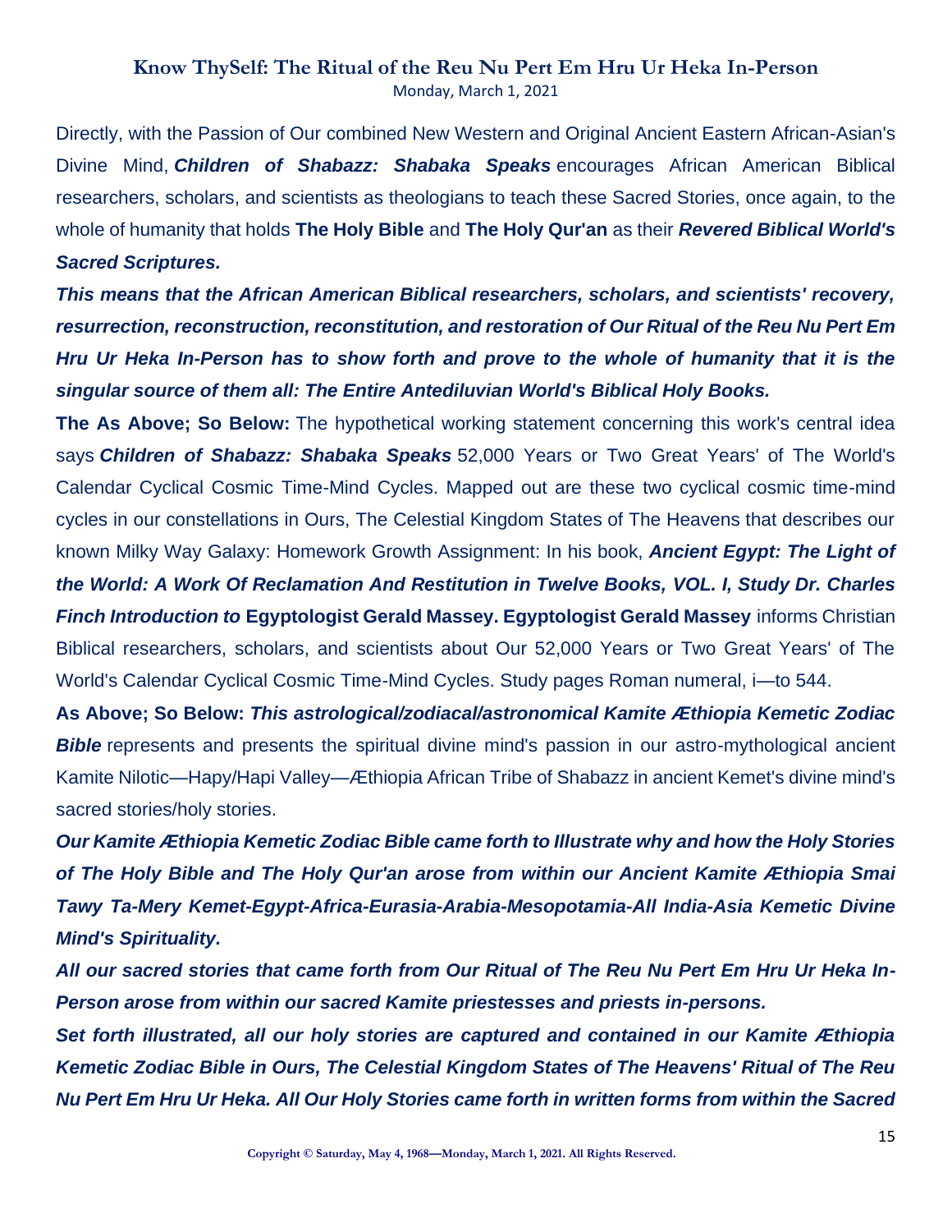Directly, with the Passion of Our combined New Western and Original Ancient Eastern African-Asian's Divine Mind, ***Children of Shabazz: Shabaka Speaks*** encourages African American Biblical researchers, scholars, and scientists as theologians to teach these Sacred Stories, once again, to the whole of humanity that holds **The Holy Bible** and **The Holy Qur'an** as their ***Revered Biblical World's Sacred Scriptures.***

***This means that the African American Biblical researchers, scholars, and scientists' recovery, resurrection, reconstruction, reconstitution, and restoration of Our Ritual of the Reu Nu Pert Em Hru Ur Heka In-Person has to show forth and prove to the whole of humanity that it is the singular source of them all: The Entire Antediluvian World's Biblical Holy Books.***

**The As Above; So Below:** The hypothetical working statement concerning this work's central idea says ***Children of Shabazz: Shabaka Speaks*** 52,000 Years or Two Great Years' of The World's Calendar Cyclical Cosmic Time-Mind Cycles. Mapped out are these two cyclical cosmic time-mind cycles in our constellations in Ours, The Celestial Kingdom States of The Heavens that describes our known Milky Way Galaxy: Homework Growth Assignment: In his book, ***Ancient Egypt: The Light of the World: A Work Of Reclamation And Restitution in Twelve Books, VOL. I, Study Dr. Charles Finch Introduction to*** **Egyptologist Gerald Massey. Egyptologist Gerald Massey** informs Christian Biblical researchers, scholars, and scientists about Our 52,000 Years or Two Great Years' of The World's Calendar Cyclical Cosmic Time-Mind Cycles. Study pages Roman numeral, i—to 544.

**As Above; So Below:** ***This astrological/zodiacal/astronomical Kamite Æthiopia Kemetic Zodiac Bible*** represents and presents the spiritual divine mind's passion in our astro-mythological ancient Kamite Nilotic—Hapy/Hapi Valley—Æthiopia African Tribe of Shabazz in ancient Kemet's divine mind's sacred stories/holy stories.

***Our Kamite Æthiopia Kemetic Zodiac Bible came forth to Illustrate why and how the Holy Stories of The Holy Bible and The Holy Qur'an arose from within our Ancient Kamite Æthiopia Smai Tawy Ta-Mery Kemet-Egypt-Africa-Eurasia-Arabia-Mesopotamia-All India-Asia Kemetic Divine Mind's Spirituality.***

***All our sacred stories that came forth from Our Ritual of The Reu Nu Pert Em Hru Ur Heka In-Person arose from within our sacred Kamite priestesses and priests in-persons.***

***Set forth illustrated, all our holy stories are captured and contained in our Kamite Æthiopia Kemetic Zodiac Bible in Ours, The Celestial Kingdom States of The Heavens' Ritual of The Reu Nu Pert Em Hru Ur Heka. All Our Holy Stories came forth in written forms from within the Sacred***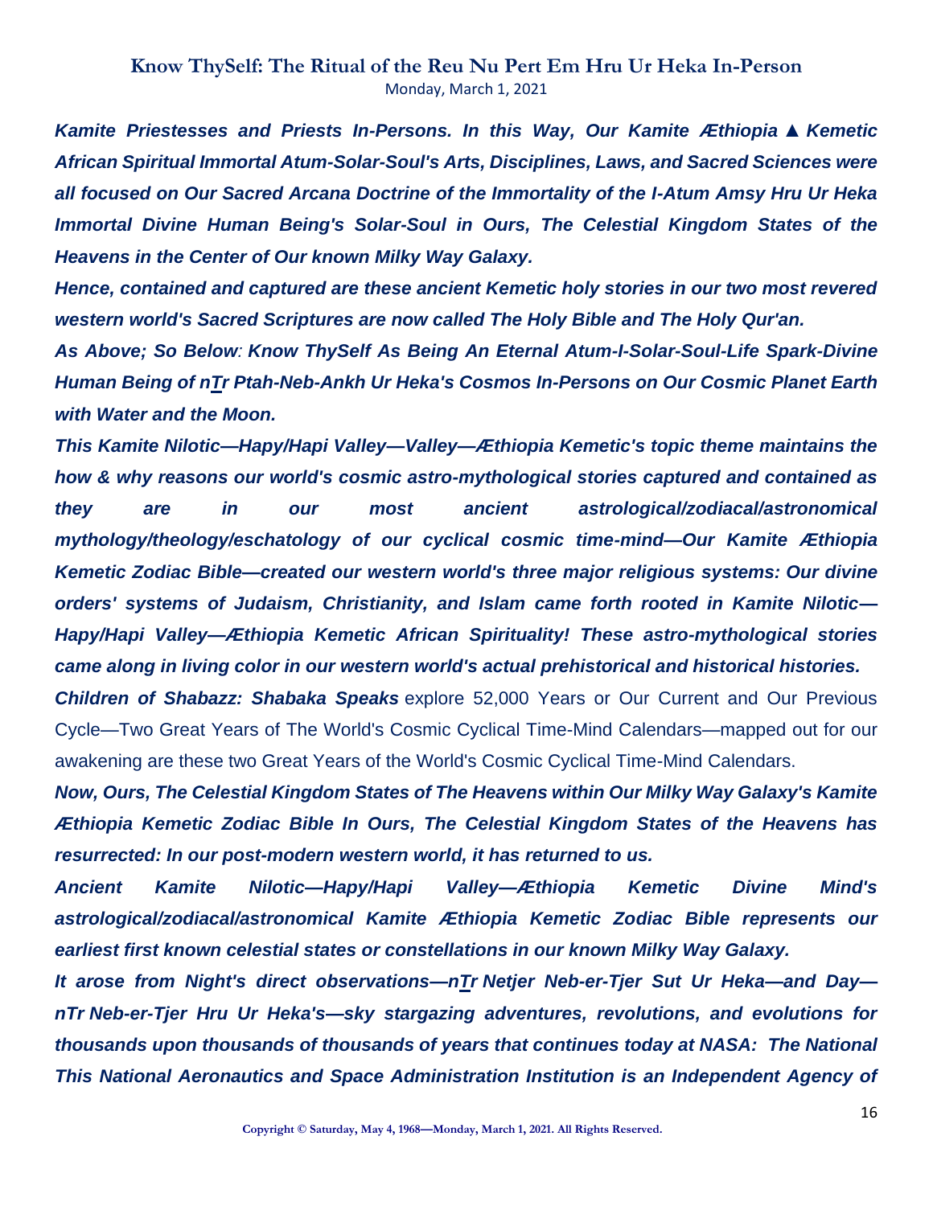***Kamite Priestesses and Priests In-Persons. In this Way, Our Kamite Æthiopia ▲ Kemetic African Spiritual Immortal Atum-Solar-Soul's Arts, Disciplines, Laws, and Sacred Sciences were all focused on Our Sacred Arcana Doctrine of the Immortality of the I-Atum Amsy Hru Ur Heka Immortal Divine Human Being's Solar-Soul in Ours, The Celestial Kingdom States of the Heavens in the Center of Our known Milky Way Galaxy.***

***Hence, contained and captured are these ancient Kemetic holy stories in our two most revered western world's Sacred Scriptures are now called The Holy Bible and The Holy Qur'an.***

***As Above; So Below: Know ThySelf As Being An Eternal Atum-I-Solar-Soul-Life Spark-Divine Human Being of nTr Ptah-Neb-Ankh Ur Heka's Cosmos In-Persons on Our Cosmic Planet Earth with Water and the Moon.***

***This Kamite Nilotic—Hapy/Hapi Valley—Valley—Æthiopia Kemetic's topic theme maintains the how & why reasons our world's cosmic astro-mythological stories captured and contained as they are in our most ancient astrological/zodiacal/astronomical mythology/theology/eschatology of our cyclical cosmic time-mind—Our Kamite Æthiopia Kemetic Zodiac Bible—created our western world's three major religious systems: Our divine orders' systems of Judaism, Christianity, and Islam came forth rooted in Kamite Nilotic—Hapy/Hapi Valley—Æthiopia Kemetic African Spirituality! These astro-mythological stories came along in living color in our western world's actual prehistorical and historical histories.***

***Children of Shabazz: Shabaka Speaks*** explore 52,000 Years or Our Current and Our Previous Cycle—Two Great Years of The World's Cosmic Cyclical Time-Mind Calendars—mapped out for our awakening are these two Great Years of the World's Cosmic Cyclical Time-Mind Calendars.

***Now, Ours, The Celestial Kingdom States of The Heavens within Our Milky Way Galaxy's Kamite Æthiopia Kemetic Zodiac Bible In Ours, The Celestial Kingdom States of the Heavens has resurrected: In our post-modern western world, it has returned to us.***

***Ancient Kamite Nilotic—Hapy/Hapi Valley—Æthiopia Kemetic Divine Mind's astrological/zodiacal/astronomical Kamite Æthiopia Kemetic Zodiac Bible represents our earliest first known celestial states or constellations in our known Milky Way Galaxy.***

***It arose from Night's direct observations—nTr Netjer Neb-er-Tjer Sut Ur Heka—and Day—nTr Neb-er-Tjer Hru Ur Heka's—sky stargazing adventures, revolutions, and evolutions for thousands upon thousands of thousands of years that continues today at NASA: The National This National Aeronautics and Space Administration Institution is an Independent Agency of***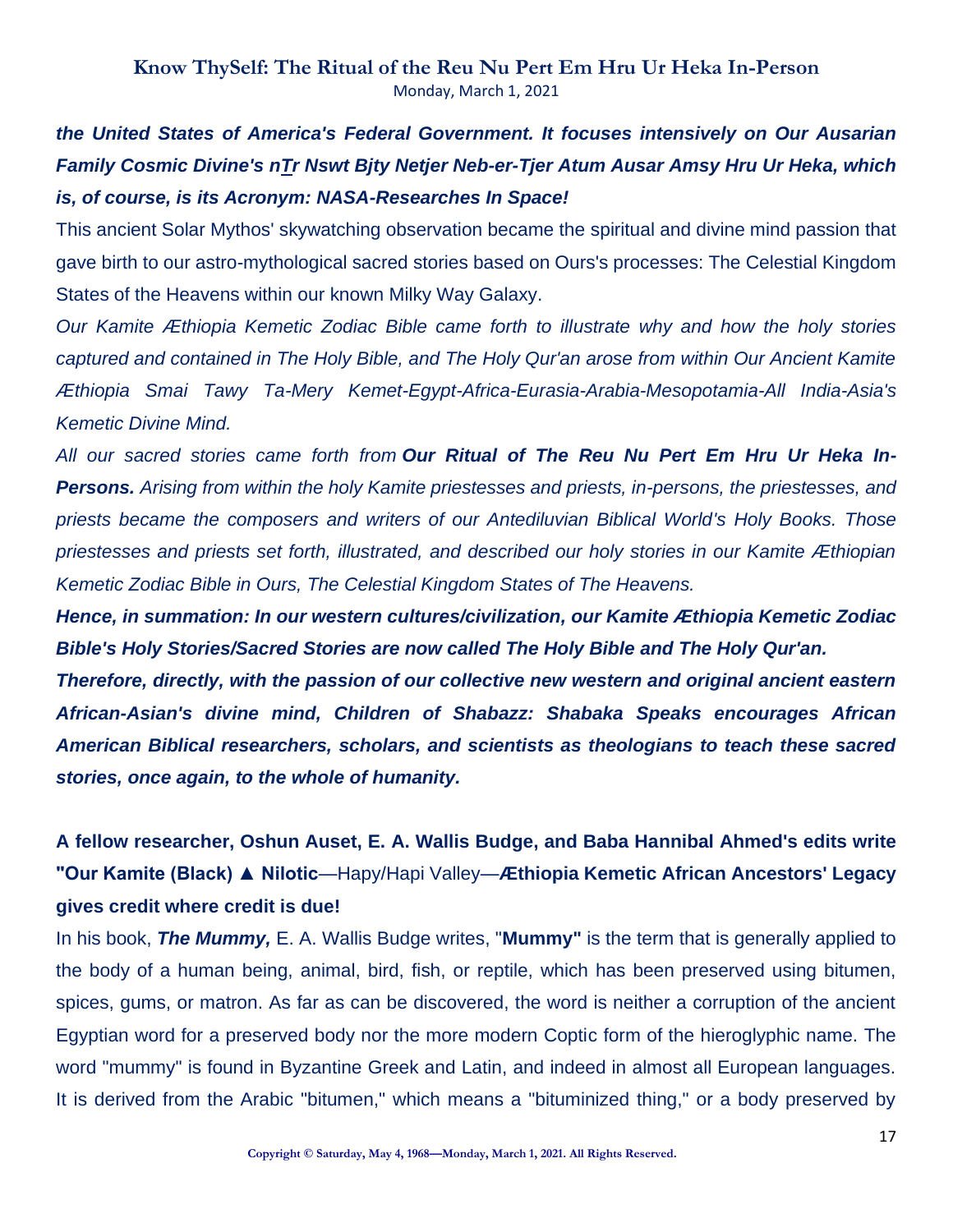***the United States of America's Federal Government. It focuses intensively on Our Ausarian Family Cosmic Divine's nTr Nswt Bjty Netjer Neb-er-Tjer Atum Ausar Amsy Hru Ur Heka, which is, of course, is its Acronym: NASA-Researches In Space!***

This ancient Solar Mythos' skywatching observation became the spiritual and divine mind passion that gave birth to our astro-mythological sacred stories based on Ours's processes: The Celestial Kingdom States of the Heavens within our known Milky Way Galaxy.

*Our Kamite Æthiopia Kemetic Zodiac Bible came forth to illustrate why and how the holy stories captured and contained in The Holy Bible, and The Holy Qur'an arose from within Our Ancient Kamite Æthiopia Smai Tawy Ta-Mery Kemet-Egypt-Africa-Eurasia-Arabia-Mesopotamia-All India-Asia's Kemetic Divine Mind.*

*All our sacred stories came forth from* ***Our Ritual of The Reu Nu Pert Em Hru Ur Heka In-Persons.*** *Arising from within the holy Kamite priestesses and priests, in-persons, the priestesses, and priests became the composers and writers of our Antediluvian Biblical World's Holy Books. Those priestesses and priests set forth, illustrated, and described our holy stories in our Kamite Æthiopian Kemetic Zodiac Bible in Ours, The Celestial Kingdom States of The Heavens.*

***Hence, in summation: In our western cultures/civilization, our Kamite Æthiopia Kemetic Zodiac Bible's Holy Stories/Sacred Stories are now called The Holy Bible and The Holy Qur'an.***

***Therefore, directly, with the passion of our collective new western and original ancient eastern African-Asian's divine mind, Children of Shabazz: Shabaka Speaks encourages African American Biblical researchers, scholars, and scientists as theologians to teach these sacred stories, once again, to the whole of humanity.***

**A fellow researcher, Oshun Auset, E. A. Wallis Budge, and Baba Hannibal Ahmed's edits write "Our Kamite (Black) ▲ Nilotic**—Hapy/Hapi Valley—***Æ*thiopia Kemetic African Ancestors' Legacy gives credit where credit is due!**

In his book, ***The Mummy,*** E. A. Wallis Budge writes, "**Mummy"** is the term that is generally applied to the body of a human being, animal, bird, fish, or reptile, which has been preserved using bitumen, spices, gums, or matron. As far as can be discovered, the word is neither a corruption of the ancient Egyptian word for a preserved body nor the more modern Coptic form of the hieroglyphic name. The word "mummy" is found in Byzantine Greek and Latin, and indeed in almost all European languages. It is derived from the Arabic "bitumen," which means a "bituminized thing," or a body preserved by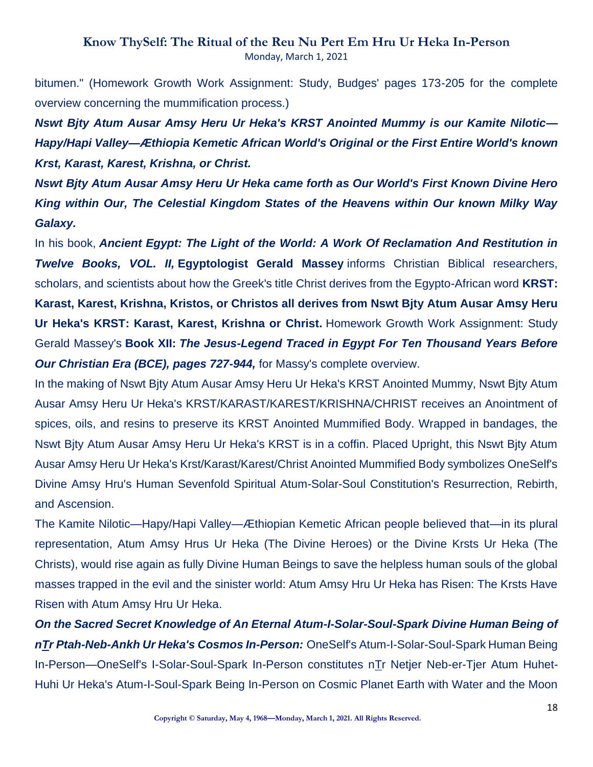bitumen." (Homework Growth Work Assignment: Study, Budges' pages 173-205 for the complete overview concerning the mummification process.)

***Nswt Bjty Atum Ausar Amsy Heru Ur Heka's KRST Anointed Mummy is our Kamite Nilotic—Hapy/Hapi Valley—Æthiopia Kemetic African World's Original or the First Entire World's known Krst, Karast, Karest, Krishna, or Christ.***

***Nswt Bjty Atum Ausar Amsy Heru Ur Heka came forth as Our World's First Known Divine Hero King within Our, The Celestial Kingdom States of the Heavens within Our known Milky Way Galaxy.***

In his book, ***Ancient Egypt: The Light of the World: A Work Of Reclamation And Restitution in Twelve Books, VOL. II,*** **Egyptologist Gerald Massey** informs Christian Biblical researchers, scholars, and scientists about how the Greek's title Christ derives from the Egypto-African word **KRST: Karast, Karest, Krishna, Kristos, or Christos all derives from Nswt Bjty Atum Ausar Amsy Heru Ur Heka's KRST: Karast, Karest, Krishna or Christ.** Homework Growth Work Assignment: Study Gerald Massey's **Book XII: *The Jesus-Legend Traced in Egypt For Ten Thousand Years Before Our Christian Era (BCE), pages 727-944,*** for Massy's complete overview.

In the making of Nswt Bjty Atum Ausar Amsy Heru Ur Heka's KRST Anointed Mummy, Nswt Bjty Atum Ausar Amsy Heru Ur Heka's KRST/KARAST/KAREST/KRISHNA/CHRIST receives an Anointment of spices, oils, and resins to preserve its KRST Anointed Mummified Body. Wrapped in bandages, the Nswt Bjty Atum Ausar Amsy Heru Ur Heka's KRST is in a coffin. Placed Upright, this Nswt Bjty Atum Ausar Amsy Heru Ur Heka's Krst/Karast/Karest/Christ Anointed Mummified Body symbolizes OneSelf's Divine Amsy Hru's Human Sevenfold Spiritual Atum-Solar-Soul Constitution's Resurrection, Rebirth, and Ascension.

The Kamite Nilotic—Hapy/Hapi Valley—Æthiopian Kemetic African people believed that—in its plural representation, Atum Amsy Hrus Ur Heka (The Divine Heroes) or the Divine Krsts Ur Heka (The Christs), would rise again as fully Divine Human Beings to save the helpless human souls of the global masses trapped in the evil and the sinister world: Atum Amsy Hru Ur Heka has Risen: The Krsts Have Risen with Atum Amsy Hru Ur Heka.

***On the Sacred Secret Knowledge of An Eternal Atum-I-Solar-Soul-Spark Divine Human Being of nTr Ptah-Neb-Ankh Ur Heka's Cosmos In-Person:*** OneSelf's Atum-I-Solar-Soul-Spark Human Being In-Person—OneSelf's I-Solar-Soul-Spark In-Person constitutes nTr Netjer Neb-er-Tjer Atum Huhet-Huhi Ur Heka's Atum-I-Soul-Spark Being In-Person on Cosmic Planet Earth with Water and the Moon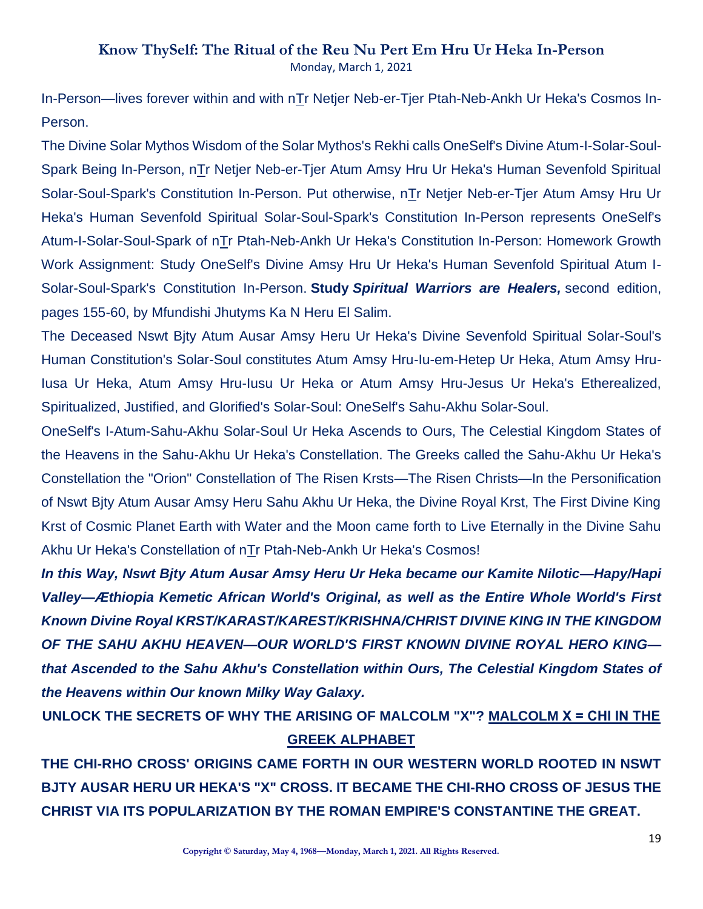In-Person—lives forever within and with nTr Netjer Neb-er-Tjer Ptah-Neb-Ankh Ur Heka's Cosmos In-Person.

The Divine Solar Mythos Wisdom of the Solar Mythos's Rekhi calls OneSelf's Divine Atum-I-Solar-Soul-Spark Being In-Person, nTr Netjer Neb-er-Tjer Atum Amsy Hru Ur Heka's Human Sevenfold Spiritual Solar-Soul-Spark's Constitution In-Person. Put otherwise, nTr Netjer Neb-er-Tjer Atum Amsy Hru Ur Heka's Human Sevenfold Spiritual Solar-Soul-Spark's Constitution In-Person represents OneSelf's Atum-I-Solar-Soul-Spark of nTr Ptah-Neb-Ankh Ur Heka's Constitution In-Person: Homework Growth Work Assignment: Study OneSelf's Divine Amsy Hru Ur Heka's Human Sevenfold Spiritual Atum I-Solar-Soul-Spark's Constitution In-Person. **Study** ***Spiritual Warriors are Healers,*** second edition, pages 155-60, by Mfundishi Jhutyms Ka N Heru El Salim.

The Deceased Nswt Bjty Atum Ausar Amsy Heru Ur Heka's Divine Sevenfold Spiritual Solar-Soul's Human Constitution's Solar-Soul constitutes Atum Amsy Hru-Iu-em-Hetep Ur Heka, Atum Amsy Hru-Iusa Ur Heka, Atum Amsy Hru-Iusu Ur Heka or Atum Amsy Hru-Jesus Ur Heka's Etherealized, Spiritualized, Justified, and Glorified's Solar-Soul: OneSelf's Sahu-Akhu Solar-Soul.

OneSelf's I-Atum-Sahu-Akhu Solar-Soul Ur Heka Ascends to Ours, The Celestial Kingdom States of the Heavens in the Sahu-Akhu Ur Heka's Constellation. The Greeks called the Sahu-Akhu Ur Heka's Constellation the "Orion" Constellation of The Risen Krsts—The Risen Christs—In the Personification of Nswt Bjty Atum Ausar Amsy Heru Sahu Akhu Ur Heka, the Divine Royal Krst, The First Divine King Krst of Cosmic Planet Earth with Water and the Moon came forth to Live Eternally in the Divine Sahu Akhu Ur Heka's Constellation of nTr Ptah-Neb-Ankh Ur Heka's Cosmos!

***In this Way, Nswt Bjty Atum Ausar Amsy Heru Ur Heka became our Kamite Nilotic—Hapy/Hapi Valley—Æthiopia Kemetic African World's Original, as well as the Entire Whole World's First Known Divine Royal KRST/KARAST/KAREST/KRISHNA/CHRIST DIVINE KING IN THE KINGDOM OF THE SAHU AKHU HEAVEN—OUR WORLD'S FIRST KNOWN DIVINE ROYAL HERO KING—that Ascended to the Sahu Akhu's Constellation within Ours, The Celestial Kingdom States of the Heavens within Our known Milky Way Galaxy.***

**UNLOCK THE SECRETS OF WHY THE ARISING OF MALCOLM "X"? <u>MALCOLM X = CHI IN THE GREEK ALPHABET</u>**

**THE CHI-RHO CROSS' ORIGINS CAME FORTH IN OUR WESTERN WORLD ROOTED IN NSWT BJTY AUSAR HERU UR HEKA'S "X" CROSS. IT BECAME THE CHI-RHO CROSS OF JESUS THE CHRIST VIA ITS POPULARIZATION BY THE ROMAN EMPIRE'S CONSTANTINE THE GREAT.**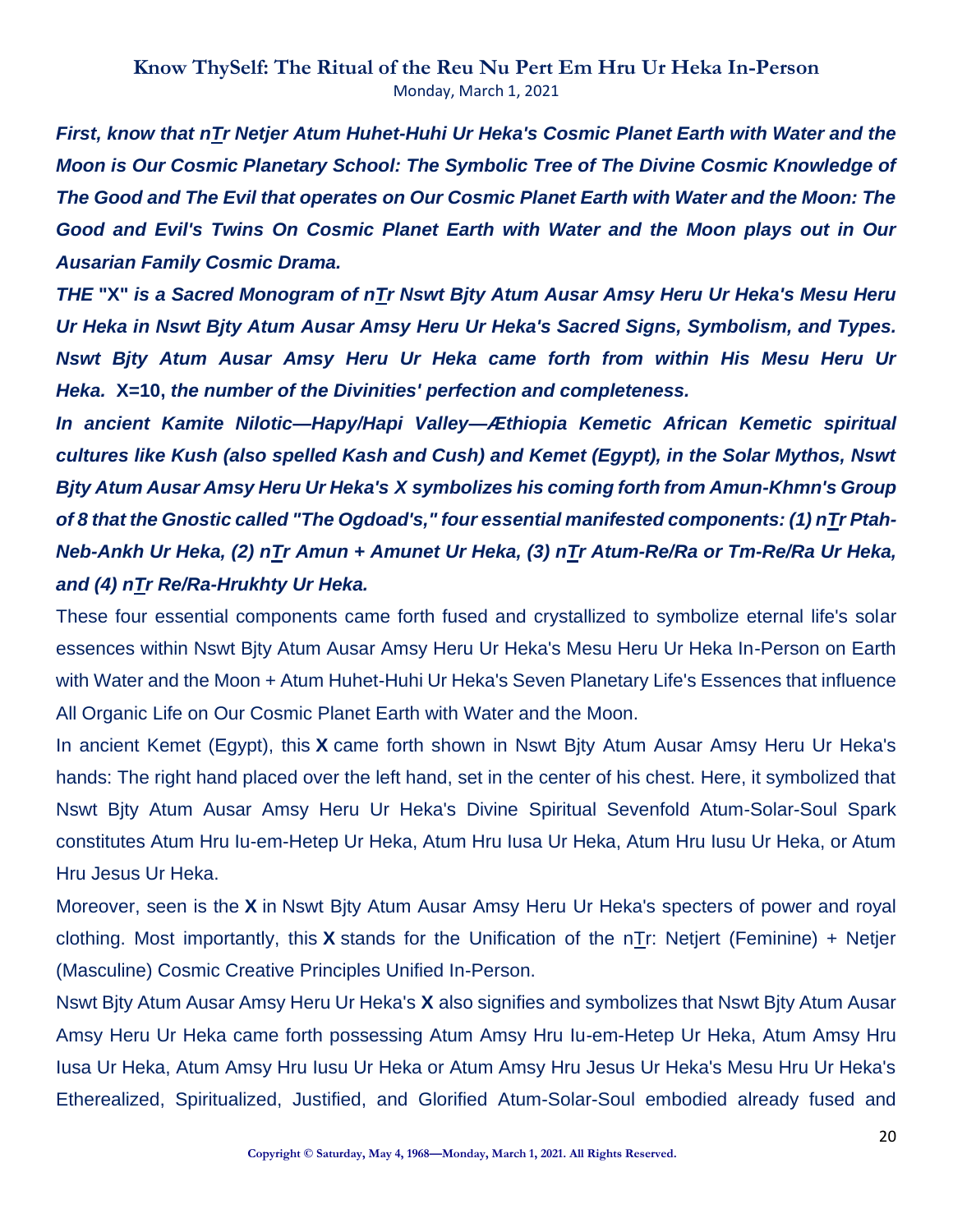***First, know that nTr Netjer Atum Huhet-Huhi Ur Heka's Cosmic Planet Earth with Water and the Moon is Our Cosmic Planetary School: The Symbolic Tree of The Divine Cosmic Knowledge of The Good and The Evil that operates on Our Cosmic Planet Earth with Water and the Moon: The Good and Evil's Twins On Cosmic Planet Earth with Water and the Moon plays out in Our Ausarian Family Cosmic Drama.***

***THE* "X"** ***is a Sacred Monogram of nTr Nswt Bjty Atum Ausar Amsy Heru Ur Heka's Mesu Heru Ur Heka in Nswt Bjty Atum Ausar Amsy Heru Ur Heka's Sacred Signs, Symbolism, and Types. Nswt Bjty Atum Ausar Amsy Heru Ur Heka came forth from within His Mesu Heru Ur Heka.*** **X=10,** ***the number of the Divinities' perfection and completeness.***

***In ancient Kamite Nilotic—Hapy/Hapi Valley—Æthiopia Kemetic African Kemetic spiritual cultures like Kush (also spelled Kash and Cush) and Kemet (Egypt), in the Solar Mythos, Nswt Bjty Atum Ausar Amsy Heru Ur Heka's X symbolizes his coming forth from Amun-Khmn's Group of 8 that the Gnostic called "The Ogdoad's," four essential manifested components: (1) nTr Ptah-Neb-Ankh Ur Heka, (2) nTr Amun + Amunet Ur Heka, (3) nTr Atum-Re/Ra or Tm-Re/Ra Ur Heka, and (4) nTr Re/Ra-Hrukhty Ur Heka.***

These four essential components came forth fused and crystallized to symbolize eternal life's solar essences within Nswt Bjty Atum Ausar Amsy Heru Ur Heka's Mesu Heru Ur Heka In-Person on Earth with Water and the Moon + Atum Huhet-Huhi Ur Heka's Seven Planetary Life's Essences that influence All Organic Life on Our Cosmic Planet Earth with Water and the Moon.

In ancient Kemet (Egypt), this **X** came forth shown in Nswt Bjty Atum Ausar Amsy Heru Ur Heka's hands: The right hand placed over the left hand, set in the center of his chest. Here, it symbolized that Nswt Bjty Atum Ausar Amsy Heru Ur Heka's Divine Spiritual Sevenfold Atum-Solar-Soul Spark constitutes Atum Hru Iu-em-Hetep Ur Heka, Atum Hru Iusa Ur Heka, Atum Hru Iusu Ur Heka, or Atum Hru Jesus Ur Heka.

Moreover, seen is the **X** in Nswt Bjty Atum Ausar Amsy Heru Ur Heka's specters of power and royal clothing. Most importantly, this **X** stands for the Unification of the nTr: Netjert (Feminine) + Netjer (Masculine) Cosmic Creative Principles Unified In-Person.

Nswt Bjty Atum Ausar Amsy Heru Ur Heka's **X** also signifies and symbolizes that Nswt Bjty Atum Ausar Amsy Heru Ur Heka came forth possessing Atum Amsy Hru Iu-em-Hetep Ur Heka, Atum Amsy Hru Iusa Ur Heka, Atum Amsy Hru Iusu Ur Heka or Atum Amsy Hru Jesus Ur Heka's Mesu Hru Ur Heka's Etherealized, Spiritualized, Justified, and Glorified Atum-Solar-Soul embodied already fused and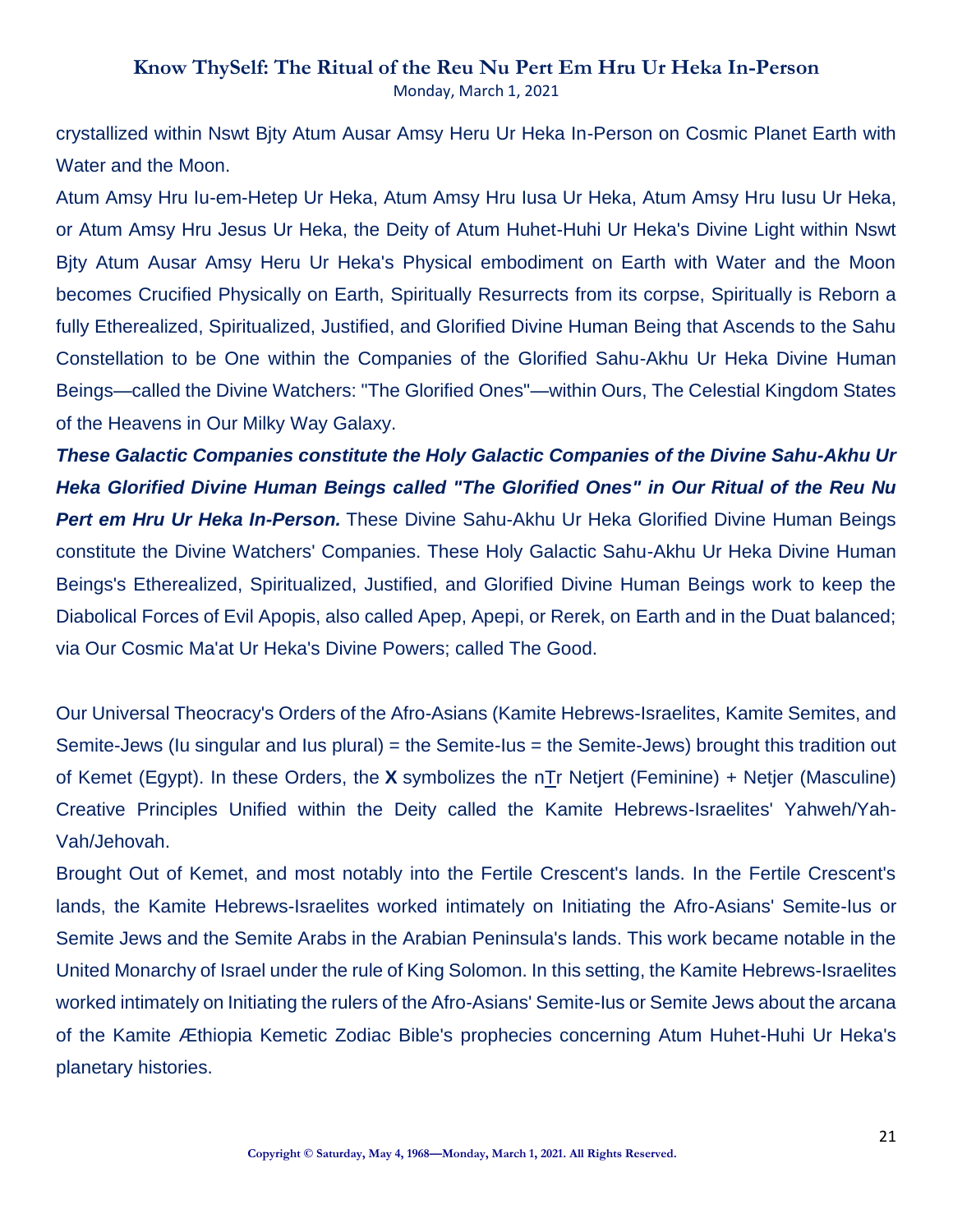crystallized within Nswt Bjty Atum Ausar Amsy Heru Ur Heka In-Person on Cosmic Planet Earth with Water and the Moon.

Atum Amsy Hru Iu-em-Hetep Ur Heka, Atum Amsy Hru Iusa Ur Heka, Atum Amsy Hru Iusu Ur Heka, or Atum Amsy Hru Jesus Ur Heka, the Deity of Atum Huhet-Huhi Ur Heka's Divine Light within Nswt Bjty Atum Ausar Amsy Heru Ur Heka's Physical embodiment on Earth with Water and the Moon becomes Crucified Physically on Earth, Spiritually Resurrects from its corpse, Spiritually is Reborn a fully Etherealized, Spiritualized, Justified, and Glorified Divine Human Being that Ascends to the Sahu Constellation to be One within the Companies of the Glorified Sahu-Akhu Ur Heka Divine Human Beings—called the Divine Watchers: "The Glorified Ones"—within Ours, The Celestial Kingdom States of the Heavens in Our Milky Way Galaxy.

***These Galactic Companies constitute the Holy Galactic Companies of the Divine Sahu-Akhu Ur Heka Glorified Divine Human Beings called "The Glorified Ones" in Our Ritual of the Reu Nu Pert em Hru Ur Heka In-Person.*** These Divine Sahu-Akhu Ur Heka Glorified Divine Human Beings constitute the Divine Watchers' Companies. These Holy Galactic Sahu-Akhu Ur Heka Divine Human Beings's Etherealized, Spiritualized, Justified, and Glorified Divine Human Beings work to keep the Diabolical Forces of Evil Apopis, also called Apep, Apepi, or Rerek, on Earth and in the Duat balanced; via Our Cosmic Ma'at Ur Heka's Divine Powers; called The Good.

Our Universal Theocracy's Orders of the Afro-Asians (Kamite Hebrews-Israelites, Kamite Semites, and Semite-Jews (Iu singular and Ius plural) = the Semite-Ius = the Semite-Jews) brought this tradition out of Kemet (Egypt). In these Orders, the **X** symbolizes the nT̲r Netjert (Feminine) + Netjer (Masculine) Creative Principles Unified within the Deity called the Kamite Hebrews-Israelites' Yahweh/Yah-Vah/Jehovah.

Brought Out of Kemet, and most notably into the Fertile Crescent's lands. In the Fertile Crescent's lands, the Kamite Hebrews-Israelites worked intimately on Initiating the Afro-Asians' Semite-Ius or Semite Jews and the Semite Arabs in the Arabian Peninsula's lands. This work became notable in the United Monarchy of Israel under the rule of King Solomon. In this setting, the Kamite Hebrews-Israelites worked intimately on Initiating the rulers of the Afro-Asians' Semite-Ius or Semite Jews about the arcana of the Kamite Æthiopia Kemetic Zodiac Bible's prophecies concerning Atum Huhet-Huhi Ur Heka's planetary histories.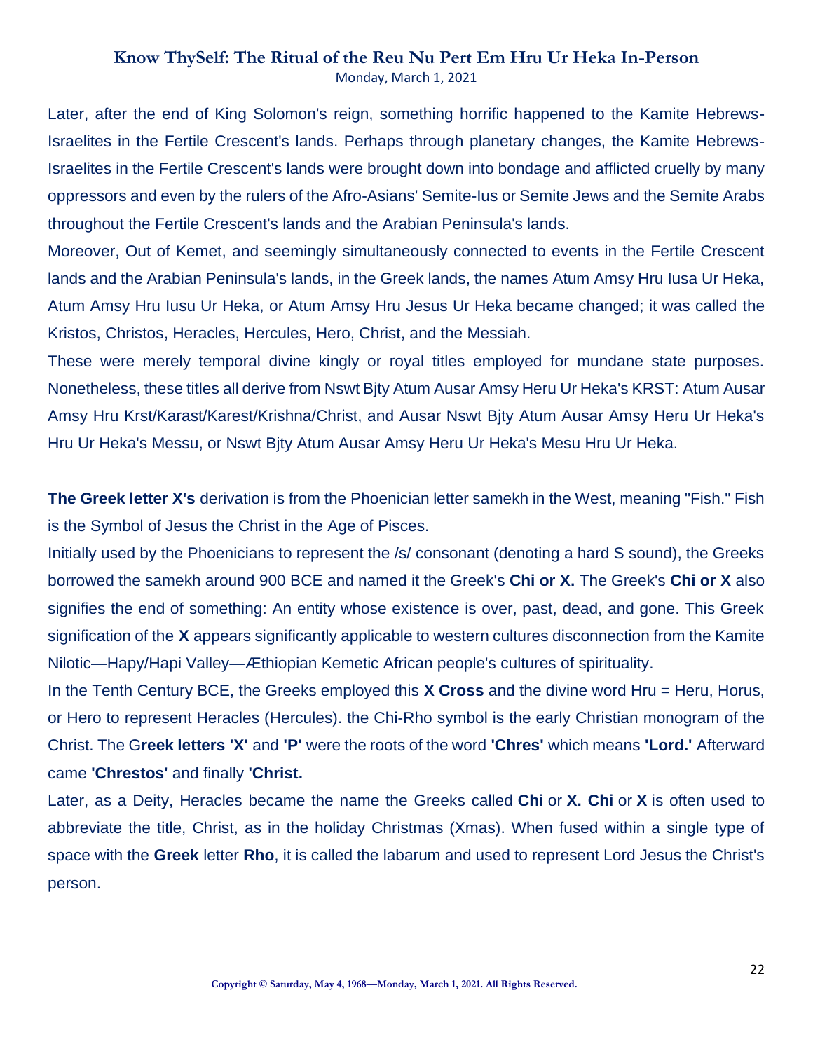Later, after the end of King Solomon's reign, something horrific happened to the Kamite Hebrews-Israelites in the Fertile Crescent's lands. Perhaps through planetary changes, the Kamite Hebrews-Israelites in the Fertile Crescent's lands were brought down into bondage and afflicted cruelly by many oppressors and even by the rulers of the Afro-Asians' Semite-Ius or Semite Jews and the Semite Arabs throughout the Fertile Crescent's lands and the Arabian Peninsula's lands.

Moreover, Out of Kemet, and seemingly simultaneously connected to events in the Fertile Crescent lands and the Arabian Peninsula's lands, in the Greek lands, the names Atum Amsy Hru Iusa Ur Heka, Atum Amsy Hru Iusu Ur Heka, or Atum Amsy Hru Jesus Ur Heka became changed; it was called the Kristos, Christos, Heracles, Hercules, Hero, Christ, and the Messiah.

These were merely temporal divine kingly or royal titles employed for mundane state purposes. Nonetheless, these titles all derive from Nswt Bjty Atum Ausar Amsy Heru Ur Heka's KRST: Atum Ausar Amsy Hru Krst/Karast/Karest/Krishna/Christ, and Ausar Nswt Bjty Atum Ausar Amsy Heru Ur Heka's Hru Ur Heka's Messu, or Nswt Bjty Atum Ausar Amsy Heru Ur Heka's Mesu Hru Ur Heka.

**The Greek letter X's** derivation is from the Phoenician letter samekh in the West, meaning "Fish." Fish is the Symbol of Jesus the Christ in the Age of Pisces.

Initially used by the Phoenicians to represent the /s/ consonant (denoting a hard S sound), the Greeks borrowed the samekh around 900 BCE and named it the Greek's **Chi or X.** The Greek's **Chi or X** also signifies the end of something: An entity whose existence is over, past, dead, and gone. This Greek signification of the **X** appears significantly applicable to western cultures disconnection from the Kamite Nilotic—Hapy/Hapi Valley—Æthiopian Kemetic African people's cultures of spirituality.

In the Tenth Century BCE, the Greeks employed this **X Cross** and the divine word Hru = Heru, Horus, or Hero to represent Heracles (Hercules). the Chi-Rho symbol is the early Christian monogram of the Christ. The G**reek letters 'X'** and **'P'** were the roots of the word **'Chres'** which means **'Lord.'** Afterward came **'Chrestos'** and finally **'Christ.**

Later, as a Deity, Heracles became the name the Greeks called **Chi** or **X. Chi** or **X** is often used to abbreviate the title, Christ, as in the holiday Christmas (Xmas). When fused within a single type of space with the **Greek** letter **Rho**, it is called the labarum and used to represent Lord Jesus the Christ's person.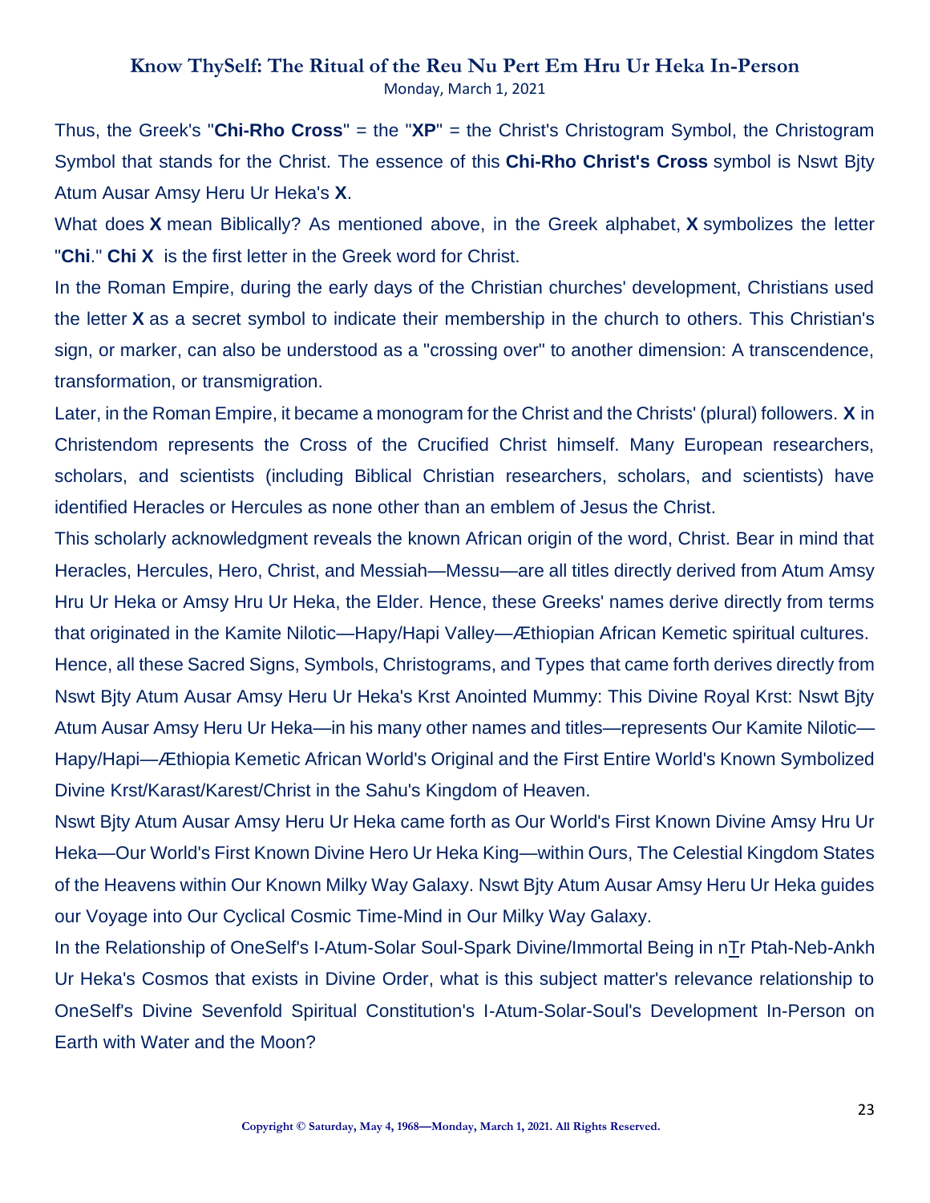Thus, the Greek's "**Chi-Rho Cross**" = the "**XP**" = the Christ's Christogram Symbol, the Christogram Symbol that stands for the Christ. The essence of this **Chi-Rho Christ's Cross** symbol is Nswt Bjty Atum Ausar Amsy Heru Ur Heka's **X**.

What does **X** mean Biblically? As mentioned above, in the Greek alphabet, **X** symbolizes the letter "**Chi**." **Chi X** is the first letter in the Greek word for Christ.

In the Roman Empire, during the early days of the Christian churches' development, Christians used the letter **X** as a secret symbol to indicate their membership in the church to others. This Christian's sign, or marker, can also be understood as a "crossing over" to another dimension: A transcendence, transformation, or transmigration.

Later, in the Roman Empire, it became a monogram for the Christ and the Christs' (plural) followers. **X** in Christendom represents the Cross of the Crucified Christ himself. Many European researchers, scholars, and scientists (including Biblical Christian researchers, scholars, and scientists) have identified Heracles or Hercules as none other than an emblem of Jesus the Christ.

This scholarly acknowledgment reveals the known African origin of the word, Christ. Bear in mind that Heracles, Hercules, Hero, Christ, and Messiah—Messu—are all titles directly derived from Atum Amsy Hru Ur Heka or Amsy Hru Ur Heka, the Elder. Hence, these Greeks' names derive directly from terms that originated in the Kamite Nilotic—Hapy/Hapi Valley—Æthiopian African Kemetic spiritual cultures.

Hence, all these Sacred Signs, Symbols, Christograms, and Types that came forth derives directly from Nswt Bjty Atum Ausar Amsy Heru Ur Heka's Krst Anointed Mummy: This Divine Royal Krst: Nswt Bjty Atum Ausar Amsy Heru Ur Heka—in his many other names and titles—represents Our Kamite Nilotic—Hapy/Hapi—Æthiopia Kemetic African World's Original and the First Entire World's Known Symbolized Divine Krst/Karast/Karest/Christ in the Sahu's Kingdom of Heaven.

Nswt Bjty Atum Ausar Amsy Heru Ur Heka came forth as Our World's First Known Divine Amsy Hru Ur Heka—Our World's First Known Divine Hero Ur Heka King—within Ours, The Celestial Kingdom States of the Heavens within Our Known Milky Way Galaxy. Nswt Bjty Atum Ausar Amsy Heru Ur Heka guides our Voyage into Our Cyclical Cosmic Time-Mind in Our Milky Way Galaxy.

In the Relationship of OneSelf's I-Atum-Solar Soul-Spark Divine/Immortal Being in nTr Ptah-Neb-Ankh Ur Heka's Cosmos that exists in Divine Order, what is this subject matter's relevance relationship to OneSelf's Divine Sevenfold Spiritual Constitution's I-Atum-Solar-Soul's Development In-Person on Earth with Water and the Moon?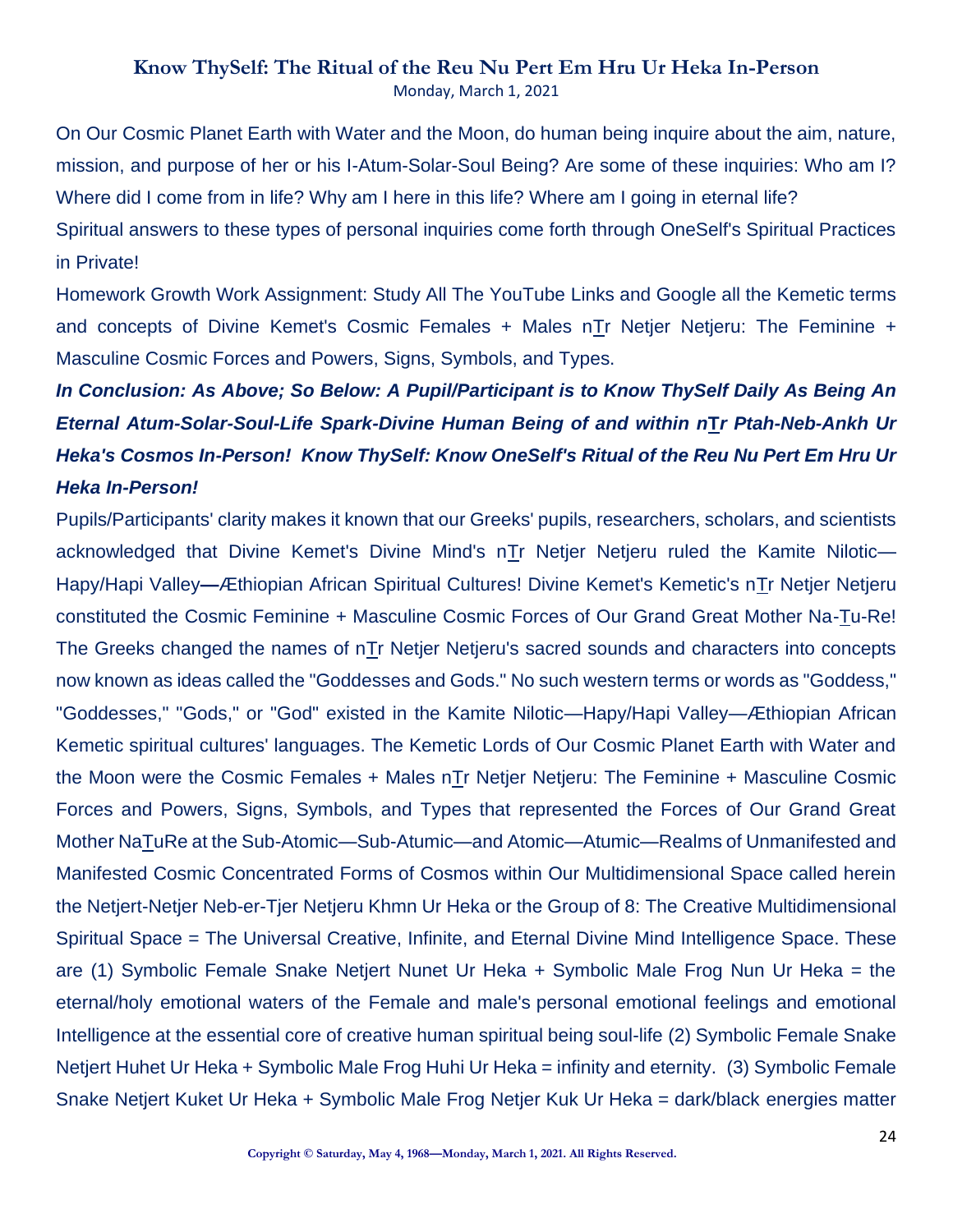On Our Cosmic Planet Earth with Water and the Moon, do human being inquire about the aim, nature, mission, and purpose of her or his I-Atum-Solar-Soul Being? Are some of these inquiries: Who am I? Where did I come from in life? Why am I here in this life? Where am I going in eternal life?

Spiritual answers to these types of personal inquiries come forth through OneSelf's Spiritual Practices in Private!

Homework Growth Work Assignment: Study All The YouTube Links and Google all the Kemetic terms and concepts of Divine Kemet's Cosmic Females + Males nṮr Netjer Netjeru: The Feminine + Masculine Cosmic Forces and Powers, Signs, Symbols, and Types.

***In Conclusion: As Above; So Below: A Pupil/Participant is to Know ThySelf Daily As Being An Eternal Atum-Solar-Soul-Life Spark-Divine Human Being of and within nṮr Ptah-Neb-Ankh Ur Heka's Cosmos In-Person! Know ThySelf: Know OneSelf's Ritual of the Reu Nu Pert Em Hru Ur Heka In-Person!***

Pupils/Participants' clarity makes it known that our Greeks' pupils, researchers, scholars, and scientists acknowledged that Divine Kemet's Divine Mind's nṮr Netjer Netjeru ruled the Kamite Nilotic—Hapy/Hapi Valley—Æthiopian African Spiritual Cultures! Divine Kemet's Kemetic's nṮr Netjer Netjeru constituted the Cosmic Feminine + Masculine Cosmic Forces of Our Grand Great Mother Na-Ṯu-Re! The Greeks changed the names of nṮr Netjer Netjeru's sacred sounds and characters into concepts now known as ideas called the "Goddesses and Gods." No such western terms or words as "Goddess," "Goddesses," "Gods," or "God" existed in the Kamite Nilotic—Hapy/Hapi Valley—Æthiopian African Kemetic spiritual cultures' languages. The Kemetic Lords of Our Cosmic Planet Earth with Water and the Moon were the Cosmic Females + Males nṮr Netjer Netjeru: The Feminine + Masculine Cosmic Forces and Powers, Signs, Symbols, and Types that represented the Forces of Our Grand Great Mother NaṮuRe at the Sub-Atomic—Sub-Atumic—and Atomic—Atumic—Realms of Unmanifested and Manifested Cosmic Concentrated Forms of Cosmos within Our Multidimensional Space called herein the Netjert-Netjer Neb-er-Tjer Netjeru Khmn Ur Heka or the Group of 8: The Creative Multidimensional Spiritual Space = The Universal Creative, Infinite, and Eternal Divine Mind Intelligence Space. These are (1) Symbolic Female Snake Netjert Nunet Ur Heka + Symbolic Male Frog Nun Ur Heka = the eternal/holy emotional waters of the Female and male's personal emotional feelings and emotional Intelligence at the essential core of creative human spiritual being soul-life (2) Symbolic Female Snake Netjert Huhet Ur Heka + Symbolic Male Frog Huhi Ur Heka = infinity and eternity. (3) Symbolic Female Snake Netjert Kuket Ur Heka + Symbolic Male Frog Netjer Kuk Ur Heka = dark/black energies matter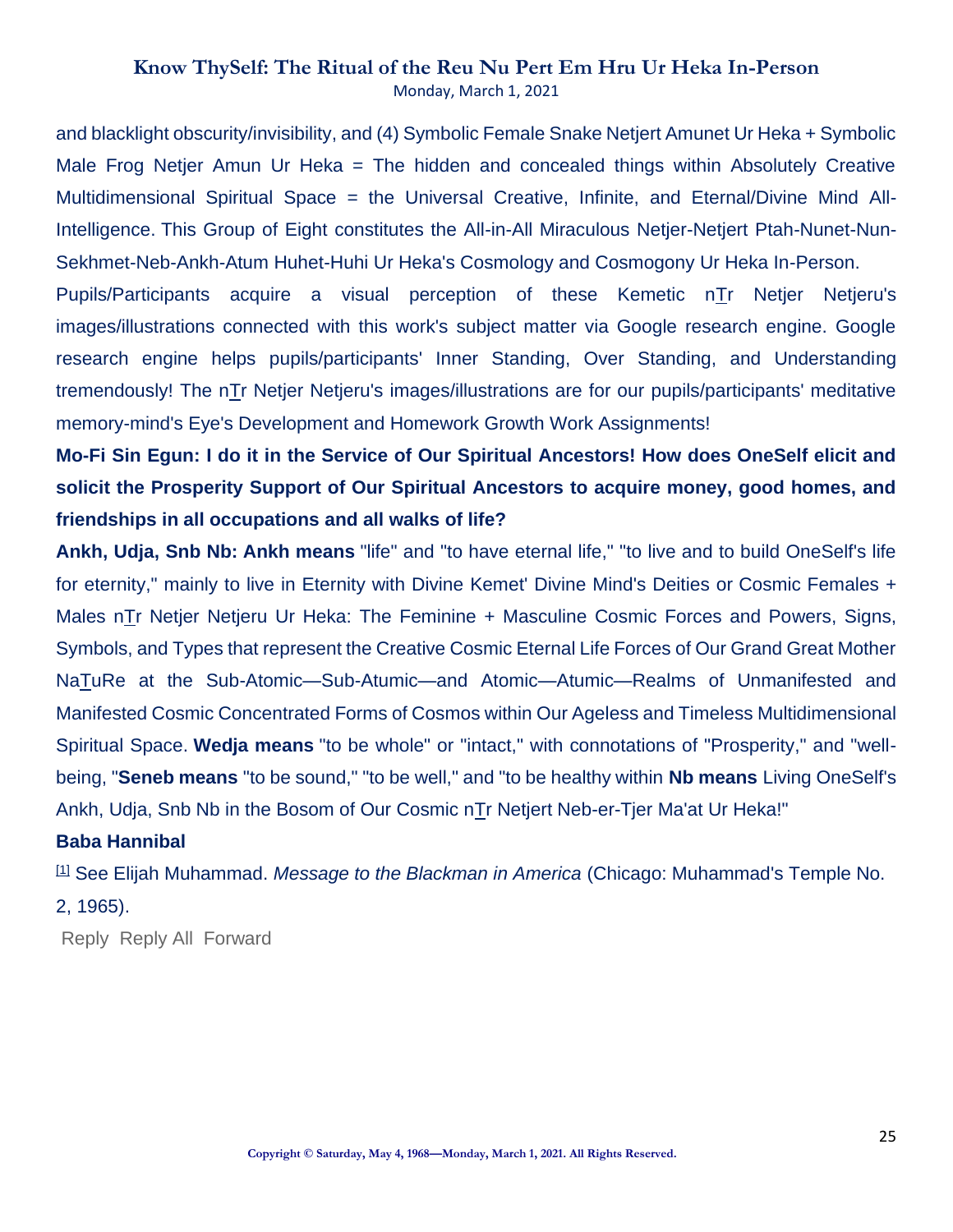and blacklight obscurity/invisibility, and (4) Symbolic Female Snake Netjert Amunet Ur Heka + Symbolic Male Frog Netjer Amun Ur Heka = The hidden and concealed things within Absolutely Creative Multidimensional Spiritual Space = the Universal Creative, Infinite, and Eternal/Divine Mind All-Intelligence. This Group of Eight constitutes the All-in-All Miraculous Netjer-Netjert Ptah-Nunet-Nun-Sekhmet-Neb-Ankh-Atum Huhet-Huhi Ur Heka's Cosmology and Cosmogony Ur Heka In-Person.

Pupils/Participants acquire a visual perception of these Kemetic nTr Netjer Netjeru's images/illustrations connected with this work's subject matter via Google research engine. Google research engine helps pupils/participants' Inner Standing, Over Standing, and Understanding tremendously! The nTr Netjer Netjeru's images/illustrations are for our pupils/participants' meditative memory-mind's Eye's Development and Homework Growth Work Assignments!

**Mo-Fi Sin Egun: I do it in the Service of Our Spiritual Ancestors! How does OneSelf elicit and solicit the Prosperity Support of Our Spiritual Ancestors to acquire money, good homes, and friendships in all occupations and all walks of life?**

**Ankh, Udja, Snb Nb: Ankh means** "life" and "to have eternal life," "to live and to build OneSelf's life for eternity," mainly to live in Eternity with Divine Kemet' Divine Mind's Deities or Cosmic Females + Males nTr Netjer Netjeru Ur Heka: The Feminine + Masculine Cosmic Forces and Powers, Signs, Symbols, and Types that represent the Creative Cosmic Eternal Life Forces of Our Grand Great Mother NaTuRe at the Sub-Atomic—Sub-Atumic—and Atomic—Atumic—Realms of Unmanifested and Manifested Cosmic Concentrated Forms of Cosmos within Our Ageless and Timeless Multidimensional Spiritual Space. **Wedja means** "to be whole" or "intact," with connotations of "Prosperity," and "well-being, "**Seneb means** "to be sound," "to be well," and "to be healthy within **Nb means** Living OneSelf's Ankh, Udja, Snb Nb in the Bosom of Our Cosmic nTr Netjert Neb-er-Tjer Ma'at Ur Heka!"

**Baba Hannibal**

[1] See Elijah Muhammad. *Message to the Blackman in America* (Chicago: Muhammad's Temple No. 2, 1965).

Reply Reply All Forward